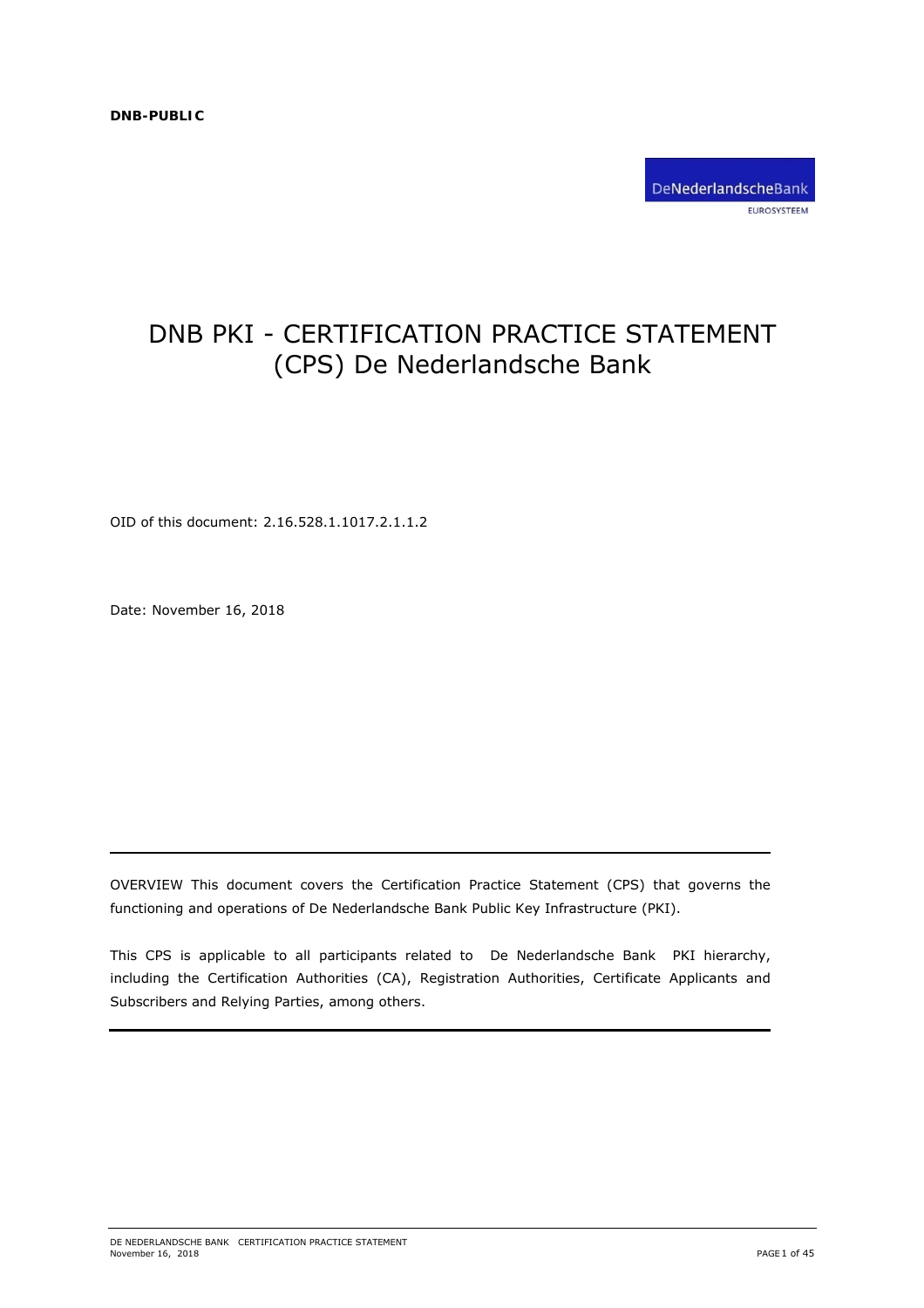**DNB-PUBLIC**

DeNederlandscheBank
EUROSYSTEEM

# DNB PKI - CERTIFICATION PRACTICE STATEMENT (CPS) De Nederlandsche Bank

OID of this document: 2.16.528.1.1017.2.1.1.2

Date: November 16, 2018

---

OVERVIEW This document covers the Certification Practice Statement (CPS) that governs the functioning and operations of De Nederlandsche Bank Public Key Infrastructure (PKI).

This CPS is applicable to all participants related to De Nederlandsche Bank PKI hierarchy, including the Certification Authorities (CA), Registration Authorities, Certificate Applicants and Subscribers and Relying Parties, among others.

---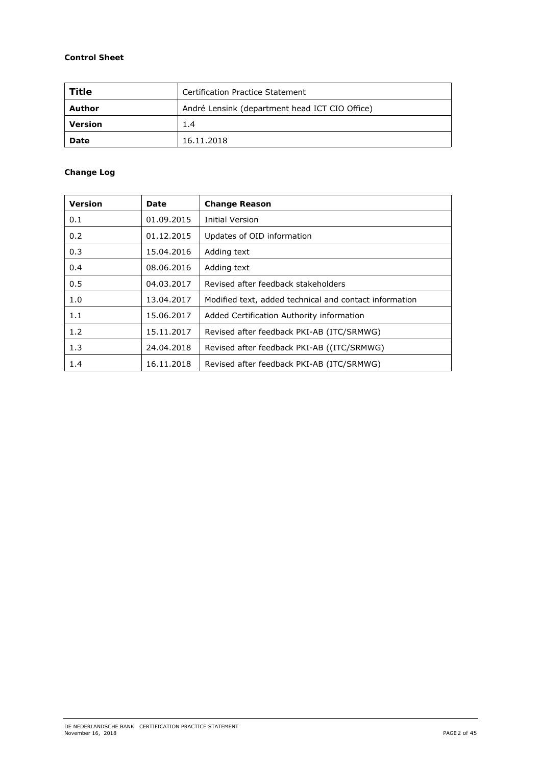**Control Sheet**

| **Title** | Certification Practice Statement |
| --- | --- |
| **Author** | André Lensink (department head ICT CIO Office) |
| **Version** | 1.4 |
| **Date** | 16.11.2018 |

**Change Log**

| **Version** | **Date** | **Change Reason** |
| --- | --- | --- |
| 0.1 | 01.09.2015 | Initial Version |
| 0.2 | 01.12.2015 | Updates of OID information |
| 0.3 | 15.04.2016 | Adding text |
| 0.4 | 08.06.2016 | Adding text |
| 0.5 | 04.03.2017 | Revised after feedback stakeholders |
| 1.0 | 13.04.2017 | Modified text, added technical and contact information |
| 1.1 | 15.06.2017 | Added Certification Authority information |
| 1.2 | 15.11.2017 | Revised after feedback PKI-AB (ITC/SRMWG) |
| 1.3 | 24.04.2018 | Revised after feedback PKI-AB ((ITC/SRMWG) |
| 1.4 | 16.11.2018 | Revised after feedback PKI-AB (ITC/SRMWG) |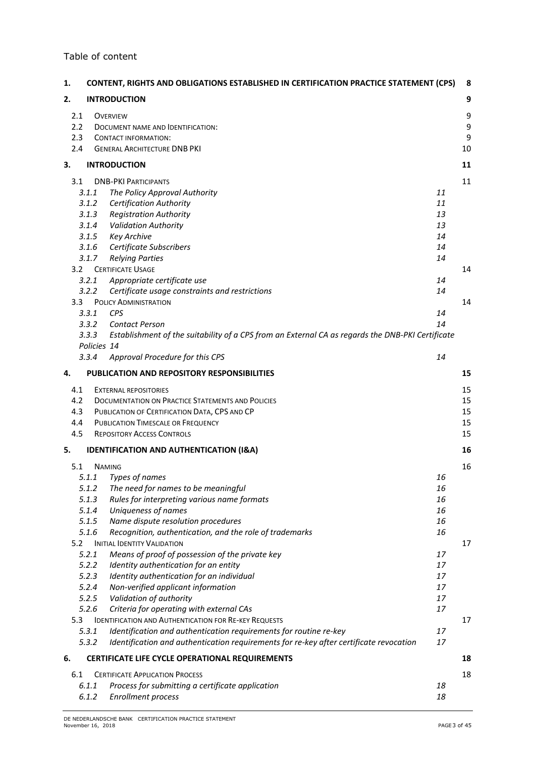Table of content

| | | |
|---|---|---|
| **1.** | **CONTENT, RIGHTS AND OBLIGATIONS ESTABLISHED IN CERTIFICATION PRACTICE STATEMENT (CPS)** | **8** |
| **2.** | **INTRODUCTION** | **9** |
| 2.1 | OVERVIEW | 9 |
| 2.2 | DOCUMENT NAME AND IDENTIFICATION: | 9 |
| 2.3 | CONTACT INFORMATION: | 9 |
| 2.4 | GENERAL ARCHITECTURE DNB PKI | 10 |
| **3.** | **INTRODUCTION** | **11** |
| 3.1 | DNB-PKI PARTICIPANTS | 11 |
| *3.1.1* | *The Policy Approval Authority* | *11* |
| *3.1.2* | *Certification Authority* | *11* |
| *3.1.3* | *Registration Authority* | *13* |
| *3.1.4* | *Validation Authority* | *13* |
| *3.1.5* | *Key Archive* | *14* |
| *3.1.6* | *Certificate Subscribers* | *14* |
| *3.1.7* | *Relying Parties* | *14* |
| 3.2 | CERTIFICATE USAGE | 14 |
| *3.2.1* | *Appropriate certificate use* | *14* |
| *3.2.2* | *Certificate usage constraints and restrictions* | *14* |
| 3.3 | POLICY ADMINISTRATION | 14 |
| *3.3.1* | *CPS* | *14* |
| *3.3.2* | *Contact Person* | *14* |
| *3.3.3* | *Establishment of the suitability of a CPS from an External CA as regards the DNB-PKI Certificate Policies* | *14* |
| *3.3.4* | *Approval Procedure for this CPS* | *14* |
| **4.** | **PUBLICATION AND REPOSITORY RESPONSIBILITIES** | **15** |
| 4.1 | EXTERNAL REPOSITORIES | 15 |
| 4.2 | DOCUMENTATION ON PRACTICE STATEMENTS AND POLICIES | 15 |
| 4.3 | PUBLICATION OF CERTIFICATION DATA, CPS AND CP | 15 |
| 4.4 | PUBLICATION TIMESCALE OR FREQUENCY | 15 |
| 4.5 | REPOSITORY ACCESS CONTROLS | 15 |
| **5.** | **IDENTIFICATION AND AUTHENTICATION (I&A)** | **16** |
| 5.1 | NAMING | 16 |
| *5.1.1* | *Types of names* | *16* |
| *5.1.2* | *The need for names to be meaningful* | *16* |
| *5.1.3* | *Rules for interpreting various name formats* | *16* |
| *5.1.4* | *Uniqueness of names* | *16* |
| *5.1.5* | *Name dispute resolution procedures* | *16* |
| *5.1.6* | *Recognition, authentication, and the role of trademarks* | *16* |
| 5.2 | INITIAL IDENTITY VALIDATION | 17 |
| *5.2.1* | *Means of proof of possession of the private key* | *17* |
| *5.2.2* | *Identity authentication for an entity* | *17* |
| *5.2.3* | *Identity authentication for an individual* | *17* |
| *5.2.4* | *Non-verified applicant information* | *17* |
| *5.2.5* | *Validation of authority* | *17* |
| *5.2.6* | *Criteria for operating with external CAs* | *17* |
| 5.3 | IDENTIFICATION AND AUTHENTICATION FOR RE-KEY REQUESTS | 17 |
| *5.3.1* | *Identification and authentication requirements for routine re-key* | *17* |
| *5.3.2* | *Identification and authentication requirements for re-key after certificate revocation* | *17* |
| **6.** | **CERTIFICATE LIFE CYCLE OPERATIONAL REQUIREMENTS** | **18** |
| 6.1 | CERTIFICATE APPLICATION PROCESS | 18 |
| *6.1.1* | *Process for submitting a certificate application* | *18* |
| *6.1.2* | *Enrollment process* | *18* |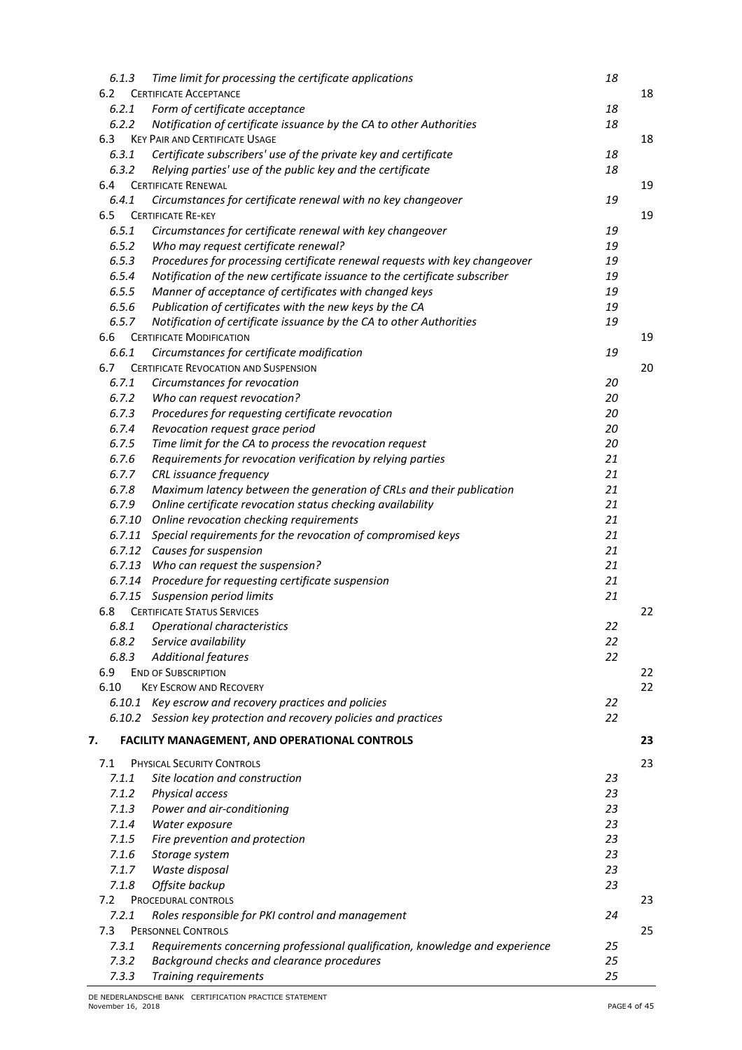| | | | |
|---|---|---|---|
| 6.1.3 | *Time limit for processing the certificate applications* | *18* | |
| 6.2 | CERTIFICATE ACCEPTANCE | | 18 |
| 6.2.1 | *Form of certificate acceptance* | *18* | |
| 6.2.2 | *Notification of certificate issuance by the CA to other Authorities* | *18* | |
| 6.3 | KEY PAIR AND CERTIFICATE USAGE | | 18 |
| 6.3.1 | *Certificate subscribers' use of the private key and certificate* | *18* | |
| 6.3.2 | *Relying parties' use of the public key and the certificate* | *18* | |
| 6.4 | CERTIFICATE RENEWAL | | 19 |
| 6.4.1 | *Circumstances for certificate renewal with no key changeover* | *19* | |
| 6.5 | CERTIFICATE RE-KEY | | 19 |
| 6.5.1 | *Circumstances for certificate renewal with key changeover* | *19* | |
| 6.5.2 | *Who may request certificate renewal?* | *19* | |
| 6.5.3 | *Procedures for processing certificate renewal requests with key changeover* | *19* | |
| 6.5.4 | *Notification of the new certificate issuance to the certificate subscriber* | *19* | |
| 6.5.5 | *Manner of acceptance of certificates with changed keys* | *19* | |
| 6.5.6 | *Publication of certificates with the new keys by the CA* | *19* | |
| 6.5.7 | *Notification of certificate issuance by the CA to other Authorities* | *19* | |
| 6.6 | CERTIFICATE MODIFICATION | | 19 |
| 6.6.1 | *Circumstances for certificate modification* | *19* | |
| 6.7 | CERTIFICATE REVOCATION AND SUSPENSION | | 20 |
| 6.7.1 | *Circumstances for revocation* | *20* | |
| 6.7.2 | *Who can request revocation?* | *20* | |
| 6.7.3 | *Procedures for requesting certificate revocation* | *20* | |
| 6.7.4 | *Revocation request grace period* | *20* | |
| 6.7.5 | *Time limit for the CA to process the revocation request* | *20* | |
| 6.7.6 | *Requirements for revocation verification by relying parties* | *21* | |
| 6.7.7 | *CRL issuance frequency* | *21* | |
| 6.7.8 | *Maximum latency between the generation of CRLs and their publication* | *21* | |
| 6.7.9 | *Online certificate revocation status checking availability* | *21* | |
| 6.7.10 | *Online revocation checking requirements* | *21* | |
| 6.7.11 | *Special requirements for the revocation of compromised keys* | *21* | |
| 6.7.12 | *Causes for suspension* | *21* | |
| 6.7.13 | *Who can request the suspension?* | *21* | |
| 6.7.14 | *Procedure for requesting certificate suspension* | *21* | |
| 6.7.15 | *Suspension period limits* | *21* | |
| 6.8 | CERTIFICATE STATUS SERVICES | | 22 |
| 6.8.1 | *Operational characteristics* | *22* | |
| 6.8.2 | *Service availability* | *22* | |
| 6.8.3 | *Additional features* | *22* | |
| 6.9 | END OF SUBSCRIPTION | | 22 |
| 6.10 | KEY ESCROW AND RECOVERY | | 22 |
| 6.10.1 | *Key escrow and recovery practices and policies* | *22* | |
| 6.10.2 | *Session key protection and recovery policies and practices* | *22* | |
| **7.** | **FACILITY MANAGEMENT, AND OPERATIONAL CONTROLS** | | **23** |
| 7.1 | PHYSICAL SECURITY CONTROLS | | 23 |
| 7.1.1 | *Site location and construction* | *23* | |
| 7.1.2 | *Physical access* | *23* | |
| 7.1.3 | *Power and air-conditioning* | *23* | |
| 7.1.4 | *Water exposure* | *23* | |
| 7.1.5 | *Fire prevention and protection* | *23* | |
| 7.1.6 | *Storage system* | *23* | |
| 7.1.7 | *Waste disposal* | *23* | |
| 7.1.8 | *Offsite backup* | *23* | |
| 7.2 | PROCEDURAL CONTROLS | | 23 |
| 7.2.1 | *Roles responsible for PKI control and management* | *24* | |
| 7.3 | PERSONNEL CONTROLS | | 25 |
| 7.3.1 | *Requirements concerning professional qualification, knowledge and experience* | *25* | |
| 7.3.2 | *Background checks and clearance procedures* | *25* | |
| 7.3.3 | *Training requirements* | *25* | |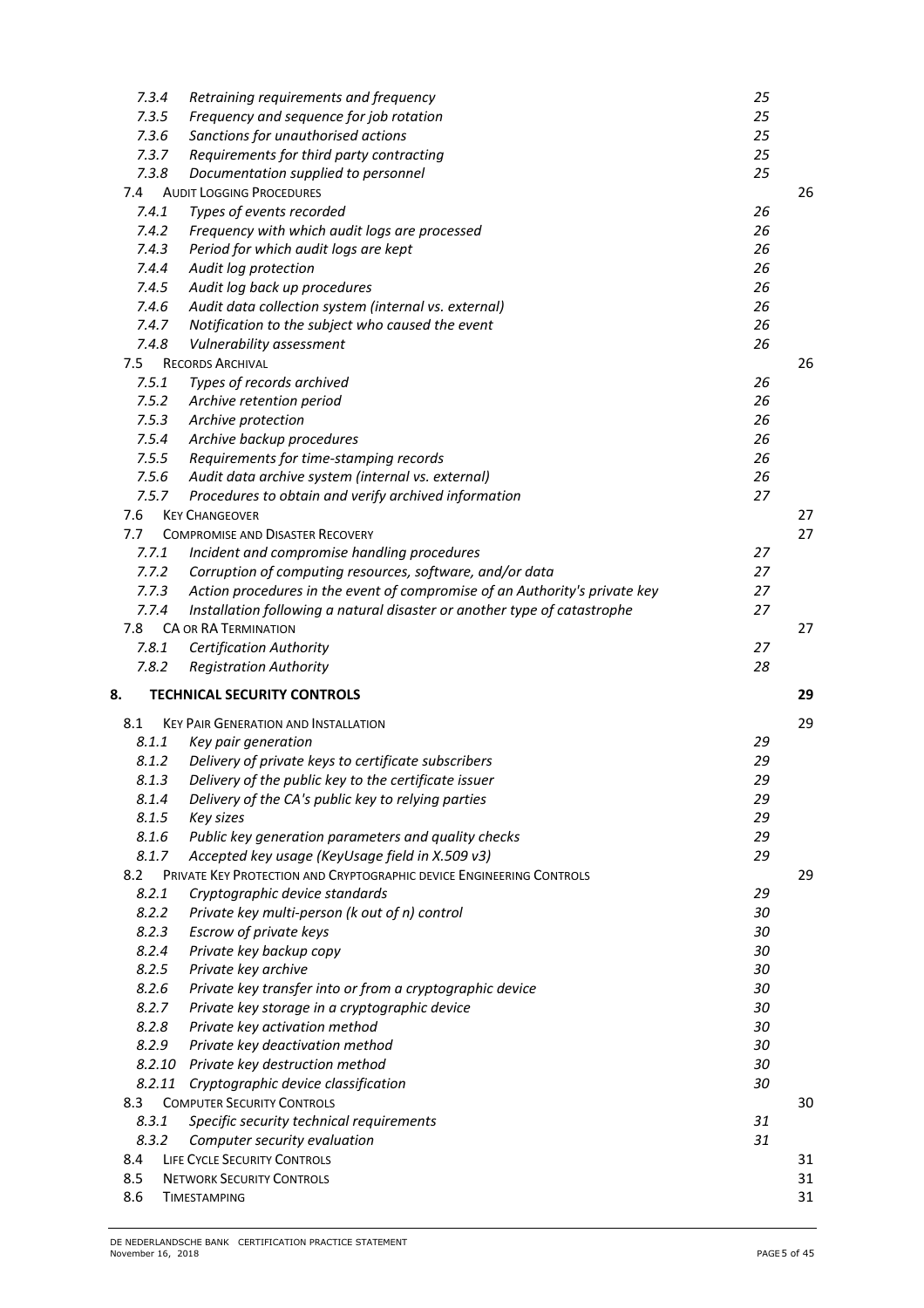| | | |
|---|---|---|
| 7.3.4 | *Retraining requirements and frequency* | *25* |
| 7.3.5 | *Frequency and sequence for job rotation* | *25* |
| 7.3.6 | *Sanctions for unauthorised actions* | *25* |
| 7.3.7 | *Requirements for third party contracting* | *25* |
| 7.3.8 | *Documentation supplied to personnel* | *25* |
| 7.4 | AUDIT LOGGING PROCEDURES | 26 |
| 7.4.1 | *Types of events recorded* | *26* |
| 7.4.2 | *Frequency with which audit logs are processed* | *26* |
| 7.4.3 | *Period for which audit logs are kept* | *26* |
| 7.4.4 | *Audit log protection* | *26* |
| 7.4.5 | *Audit log back up procedures* | *26* |
| 7.4.6 | *Audit data collection system (internal vs. external)* | *26* |
| 7.4.7 | *Notification to the subject who caused the event* | *26* |
| 7.4.8 | *Vulnerability assessment* | *26* |
| 7.5 | RECORDS ARCHIVAL | 26 |
| 7.5.1 | *Types of records archived* | *26* |
| 7.5.2 | *Archive retention period* | *26* |
| 7.5.3 | *Archive protection* | *26* |
| 7.5.4 | *Archive backup procedures* | *26* |
| 7.5.5 | *Requirements for time-stamping records* | *26* |
| 7.5.6 | *Audit data archive system (internal vs. external)* | *26* |
| 7.5.7 | *Procedures to obtain and verify archived information* | *27* |
| 7.6 | KEY CHANGEOVER | 27 |
| 7.7 | COMPROMISE AND DISASTER RECOVERY | 27 |
| 7.7.1 | *Incident and compromise handling procedures* | *27* |
| 7.7.2 | *Corruption of computing resources, software, and/or data* | *27* |
| 7.7.3 | *Action procedures in the event of compromise of an Authority's private key* | *27* |
| 7.7.4 | *Installation following a natural disaster or another type of catastrophe* | *27* |
| 7.8 | CA OR RA TERMINATION | 27 |
| 7.8.1 | *Certification Authority* | *27* |
| 7.8.2 | *Registration Authority* | *28* |
| **8.** | **TECHNICAL SECURITY CONTROLS** | **29** |
| 8.1 | KEY PAIR GENERATION AND INSTALLATION | 29 |
| 8.1.1 | *Key pair generation* | *29* |
| 8.1.2 | *Delivery of private keys to certificate subscribers* | *29* |
| 8.1.3 | *Delivery of the public key to the certificate issuer* | *29* |
| 8.1.4 | *Delivery of the CA's public key to relying parties* | *29* |
| 8.1.5 | *Key sizes* | *29* |
| 8.1.6 | *Public key generation parameters and quality checks* | *29* |
| 8.1.7 | *Accepted key usage (KeyUsage field in X.509 v3)* | *29* |
| 8.2 | PRIVATE KEY PROTECTION AND CRYPTOGRAPHIC DEVICE ENGINEERING CONTROLS | 29 |
| 8.2.1 | *Cryptographic device standards* | *29* |
| 8.2.2 | *Private key multi-person (k out of n) control* | *30* |
| 8.2.3 | *Escrow of private keys* | *30* |
| 8.2.4 | *Private key backup copy* | *30* |
| 8.2.5 | *Private key archive* | *30* |
| 8.2.6 | *Private key transfer into or from a cryptographic device* | *30* |
| 8.2.7 | *Private key storage in a cryptographic device* | *30* |
| 8.2.8 | *Private key activation method* | *30* |
| 8.2.9 | *Private key deactivation method* | *30* |
| 8.2.10 | *Private key destruction method* | *30* |
| 8.2.11 | *Cryptographic device classification* | *30* |
| 8.3 | COMPUTER SECURITY CONTROLS | 30 |
| 8.3.1 | *Specific security technical requirements* | *31* |
| 8.3.2 | *Computer security evaluation* | *31* |
| 8.4 | LIFE CYCLE SECURITY CONTROLS | 31 |
| 8.5 | NETWORK SECURITY CONTROLS | 31 |
| 8.6 | TIMESTAMPING | 31 |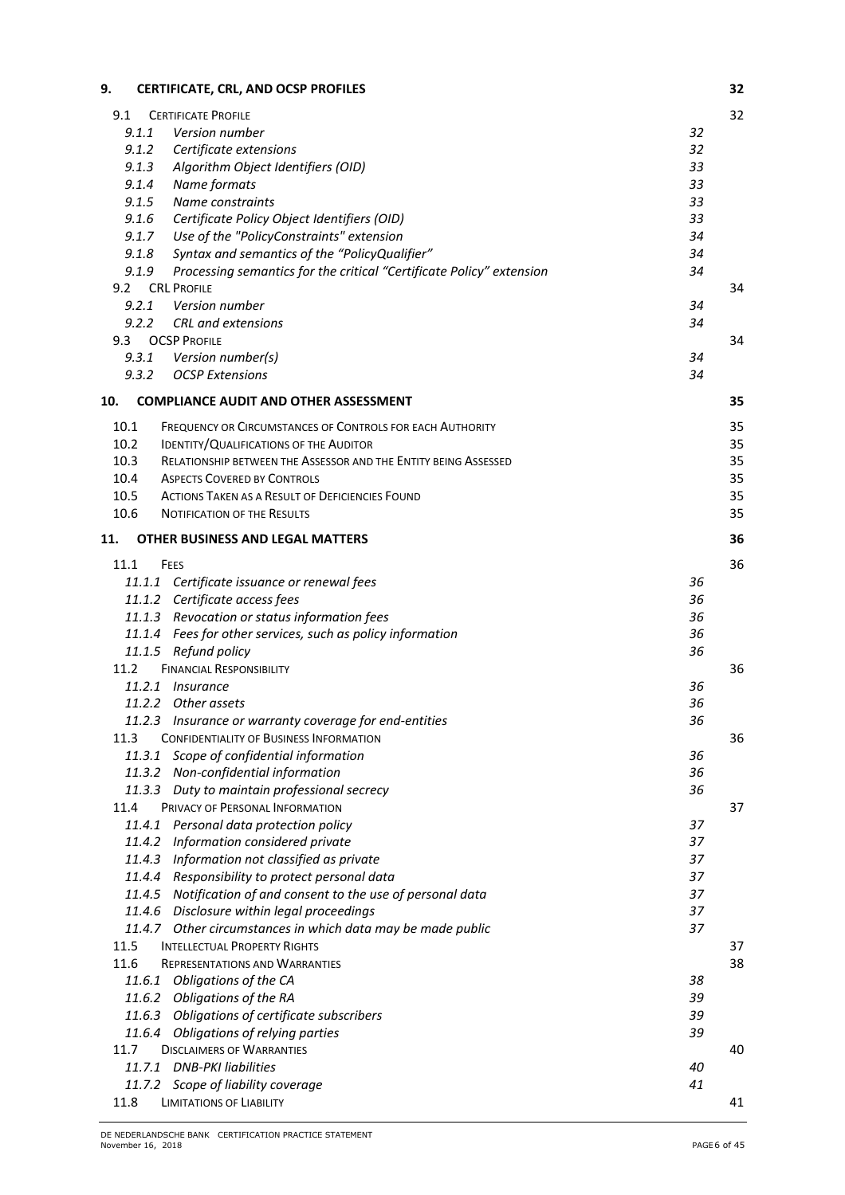**9. CERTIFICATE, CRL, AND OCSP PROFILES** 32

9.1 CERTIFICATE PROFILE 32

*9.1.1 Version number* 32
*9.1.2 Certificate extensions* 32
*9.1.3 Algorithm Object Identifiers (OID)* 33
*9.1.4 Name formats* 33
*9.1.5 Name constraints* 33
*9.1.6 Certificate Policy Object Identifiers (OID)* 33
*9.1.7 Use of the "PolicyConstraints" extension* 34
*9.1.8 Syntax and semantics of the "PolicyQualifier"* 34
*9.1.9 Processing semantics for the critical "Certificate Policy" extension* 34

9.2 CRL PROFILE 34

*9.2.1 Version number* 34
*9.2.2 CRL and extensions* 34

9.3 OCSP PROFILE 34

*9.3.1 Version number(s)* 34
*9.3.2 OCSP Extensions* 34

**10. COMPLIANCE AUDIT AND OTHER ASSESSMENT** 35

10.1 FREQUENCY OR CIRCUMSTANCES OF CONTROLS FOR EACH AUTHORITY 35
10.2 IDENTITY/QUALIFICATIONS OF THE AUDITOR 35
10.3 RELATIONSHIP BETWEEN THE ASSESSOR AND THE ENTITY BEING ASSESSED 35
10.4 ASPECTS COVERED BY CONTROLS 35
10.5 ACTIONS TAKEN AS A RESULT OF DEFICIENCIES FOUND 35
10.6 NOTIFICATION OF THE RESULTS 35

**11. OTHER BUSINESS AND LEGAL MATTERS** 36

11.1 FEES 36

*11.1.1 Certificate issuance or renewal fees* 36
*11.1.2 Certificate access fees* 36
*11.1.3 Revocation or status information fees* 36
*11.1.4 Fees for other services, such as policy information* 36
*11.1.5 Refund policy* 36

11.2 FINANCIAL RESPONSIBILITY 36

*11.2.1 Insurance* 36
*11.2.2 Other assets* 36
*11.2.3 Insurance or warranty coverage for end-entities* 36

11.3 CONFIDENTIALITY OF BUSINESS INFORMATION 36

*11.3.1 Scope of confidential information* 36
*11.3.2 Non-confidential information* 36
*11.3.3 Duty to maintain professional secrecy* 36

11.4 PRIVACY OF PERSONAL INFORMATION 37

*11.4.1 Personal data protection policy* 37
*11.4.2 Information considered private* 37
*11.4.3 Information not classified as private* 37
*11.4.4 Responsibility to protect personal data* 37
*11.4.5 Notification of and consent to the use of personal data* 37
*11.4.6 Disclosure within legal proceedings* 37
*11.4.7 Other circumstances in which data may be made public* 37

11.5 INTELLECTUAL PROPERTY RIGHTS 37
11.6 REPRESENTATIONS AND WARRANTIES 38

*11.6.1 Obligations of the CA* 38
*11.6.2 Obligations of the RA* 39
*11.6.3 Obligations of certificate subscribers* 39
*11.6.4 Obligations of relying parties* 39

11.7 DISCLAIMERS OF WARRANTIES 40

*11.7.1 DNB-PKI liabilities* 40
*11.7.2 Scope of liability coverage* 41

11.8 LIMITATIONS OF LIABILITY 41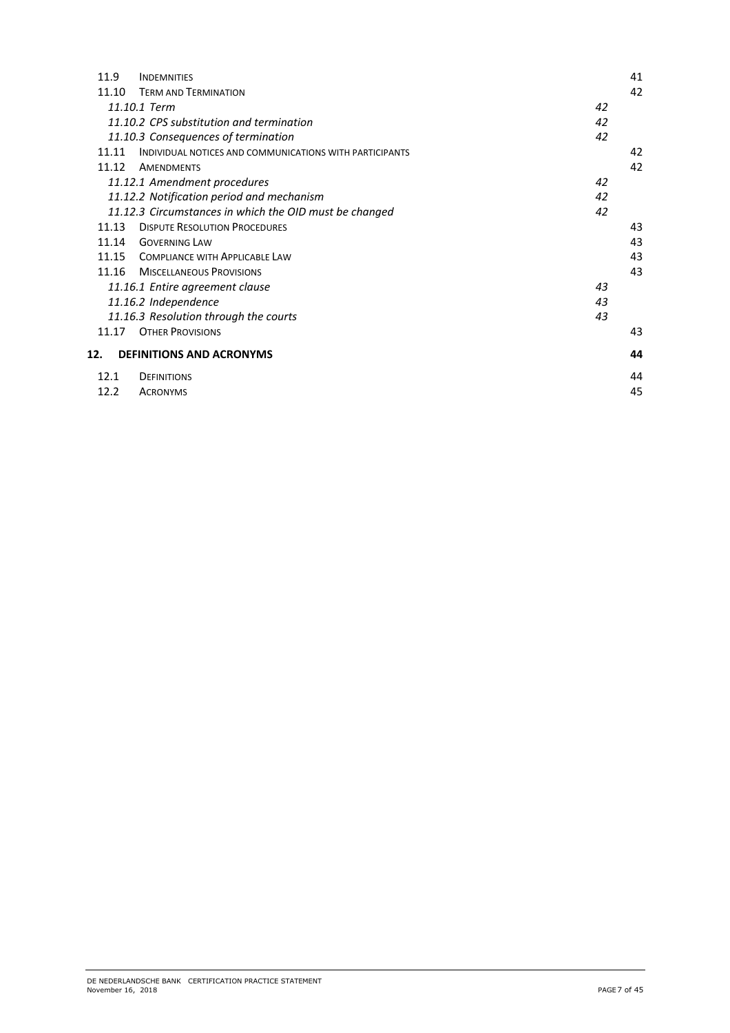| | | |
|---|---|---|
| 11.9 | INDEMNITIES | 41 |
| 11.10 | TERM AND TERMINATION | 42 |
| | *11.10.1 Term* | *42* |
| | *11.10.2 CPS substitution and termination* | *42* |
| | *11.10.3 Consequences of termination* | *42* |
| 11.11 | INDIVIDUAL NOTICES AND COMMUNICATIONS WITH PARTICIPANTS | 42 |
| 11.12 | AMENDMENTS | 42 |
| | *11.12.1 Amendment procedures* | *42* |
| | *11.12.2 Notification period and mechanism* | *42* |
| | *11.12.3 Circumstances in which the OID must be changed* | *42* |
| 11.13 | DISPUTE RESOLUTION PROCEDURES | 43 |
| 11.14 | GOVERNING LAW | 43 |
| 11.15 | COMPLIANCE WITH APPLICABLE LAW | 43 |
| 11.16 | MISCELLANEOUS PROVISIONS | 43 |
| | *11.16.1 Entire agreement clause* | *43* |
| | *11.16.2 Independence* | *43* |
| | *11.16.3 Resolution through the courts* | *43* |
| 11.17 | OTHER PROVISIONS | 43 |
| **12.** | **DEFINITIONS AND ACRONYMS** | **44** |
| 12.1 | DEFINITIONS | 44 |
| 12.2 | ACRONYMS | 45 |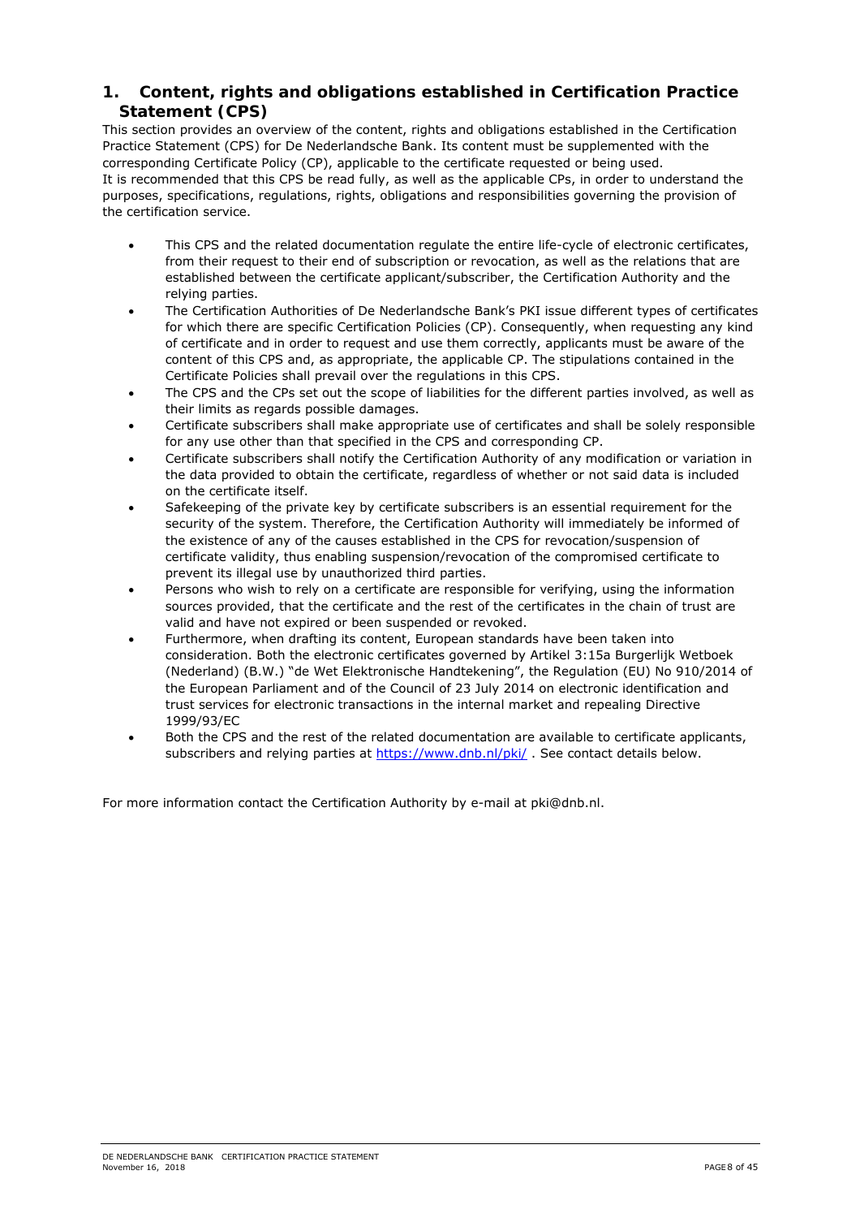# 1. Content, rights and obligations established in Certification Practice Statement (CPS)

This section provides an overview of the content, rights and obligations established in the Certification Practice Statement (CPS) for De Nederlandsche Bank. Its content must be supplemented with the corresponding Certificate Policy (CP), applicable to the certificate requested or being used.
It is recommended that this CPS be read fully, as well as the applicable CPs, in order to understand the purposes, specifications, regulations, rights, obligations and responsibilities governing the provision of the certification service.

- This CPS and the related documentation regulate the entire life-cycle of electronic certificates, from their request to their end of subscription or revocation, as well as the relations that are established between the certificate applicant/subscriber, the Certification Authority and the relying parties.
- The Certification Authorities of De Nederlandsche Bank's PKI issue different types of certificates for which there are specific Certification Policies (CP). Consequently, when requesting any kind of certificate and in order to request and use them correctly, applicants must be aware of the content of this CPS and, as appropriate, the applicable CP. The stipulations contained in the Certificate Policies shall prevail over the regulations in this CPS.
- The CPS and the CPs set out the scope of liabilities for the different parties involved, as well as their limits as regards possible damages.
- Certificate subscribers shall make appropriate use of certificates and shall be solely responsible for any use other than that specified in the CPS and corresponding CP.
- Certificate subscribers shall notify the Certification Authority of any modification or variation in the data provided to obtain the certificate, regardless of whether or not said data is included on the certificate itself.
- Safekeeping of the private key by certificate subscribers is an essential requirement for the security of the system. Therefore, the Certification Authority will immediately be informed of the existence of any of the causes established in the CPS for revocation/suspension of certificate validity, thus enabling suspension/revocation of the compromised certificate to prevent its illegal use by unauthorized third parties.
- Persons who wish to rely on a certificate are responsible for verifying, using the information sources provided, that the certificate and the rest of the certificates in the chain of trust are valid and have not expired or been suspended or revoked.
- Furthermore, when drafting its content, European standards have been taken into consideration. Both the electronic certificates governed by Artikel 3:15a Burgerlijk Wetboek (Nederland) (B.W.) "de Wet Elektronische Handtekening", the Regulation (EU) No 910/2014 of the European Parliament and of the Council of 23 July 2014 on electronic identification and trust services for electronic transactions in the internal market and repealing Directive 1999/93/EC
- Both the CPS and the rest of the related documentation are available to certificate applicants, subscribers and relying parties at https://www.dnb.nl/pki/ . See contact details below.

For more information contact the Certification Authority by e-mail at pki@dnb.nl.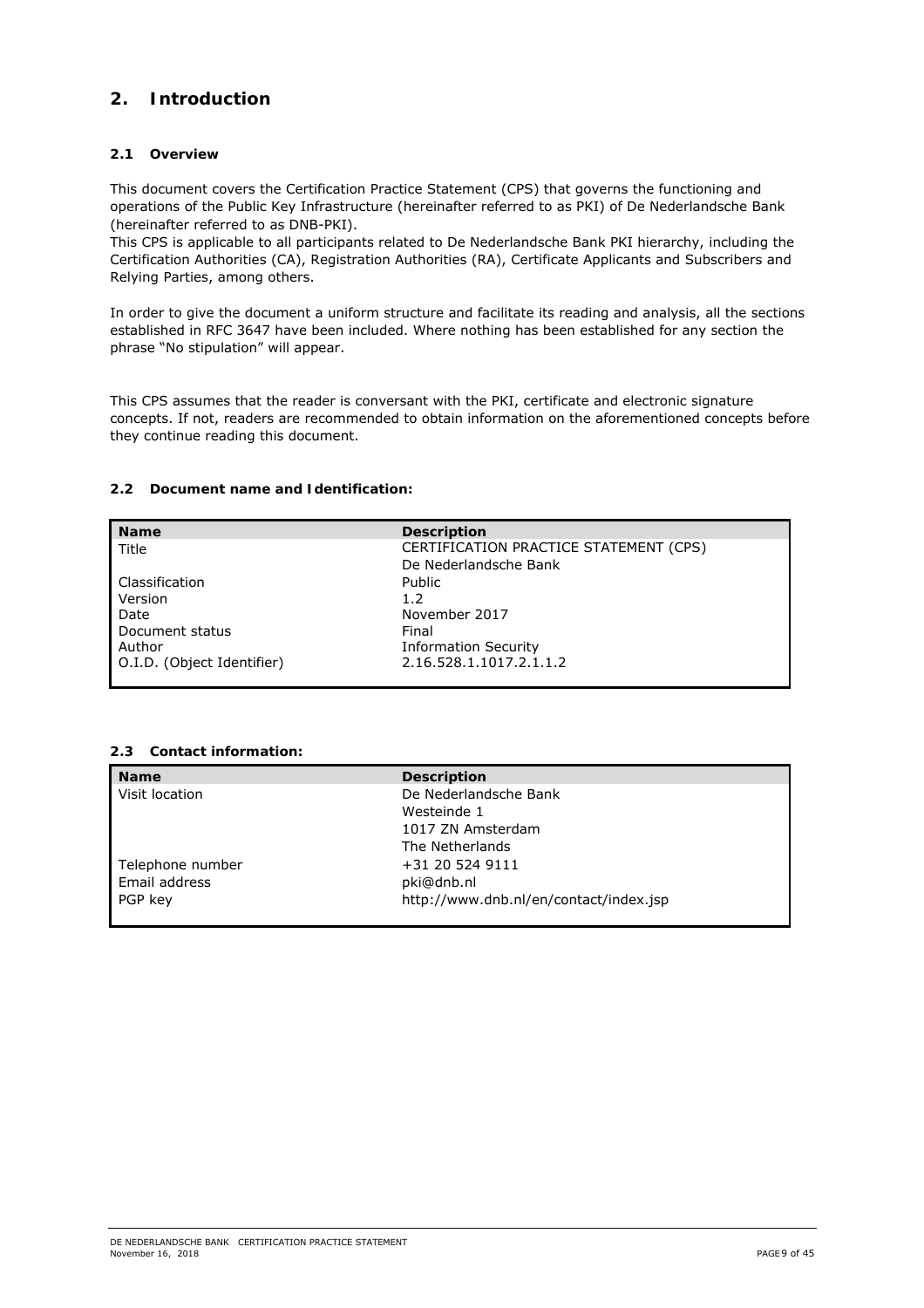## 2. Introduction

### 2.1 Overview

This document covers the Certification Practice Statement (CPS) that governs the functioning and operations of the Public Key Infrastructure (hereinafter referred to as PKI) of De Nederlandsche Bank (hereinafter referred to as DNB-PKI).
This CPS is applicable to all participants related to De Nederlandsche Bank PKI hierarchy, including the Certification Authorities (CA), Registration Authorities (RA), Certificate Applicants and Subscribers and Relying Parties, among others.

In order to give the document a uniform structure and facilitate its reading and analysis, all the sections established in RFC 3647 have been included. Where nothing has been established for any section the phrase "No stipulation" will appear.

This CPS assumes that the reader is conversant with the PKI, certificate and electronic signature concepts. If not, readers are recommended to obtain information on the aforementioned concepts before they continue reading this document.

### 2.2 Document name and Identification:

| Name | Description |
|---|---|
| Title | CERTIFICATION PRACTICE STATEMENT (CPS)<br>De Nederlandsche Bank |
| Classification | Public |
| Version | 1.2 |
| Date | November 2017 |
| Document status | Final |
| Author | Information Security |
| O.I.D. (Object Identifier) | 2.16.528.1.1017.2.1.1.2 |

### 2.3 Contact information:

| Name | Description |
|---|---|
| Visit location | De Nederlandsche Bank<br>Westeinde 1<br>1017 ZN Amsterdam<br>The Netherlands |
| Telephone number | +31 20 524 9111 |
| Email address | pki@dnb.nl |
| PGP key | http://www.dnb.nl/en/contact/index.jsp |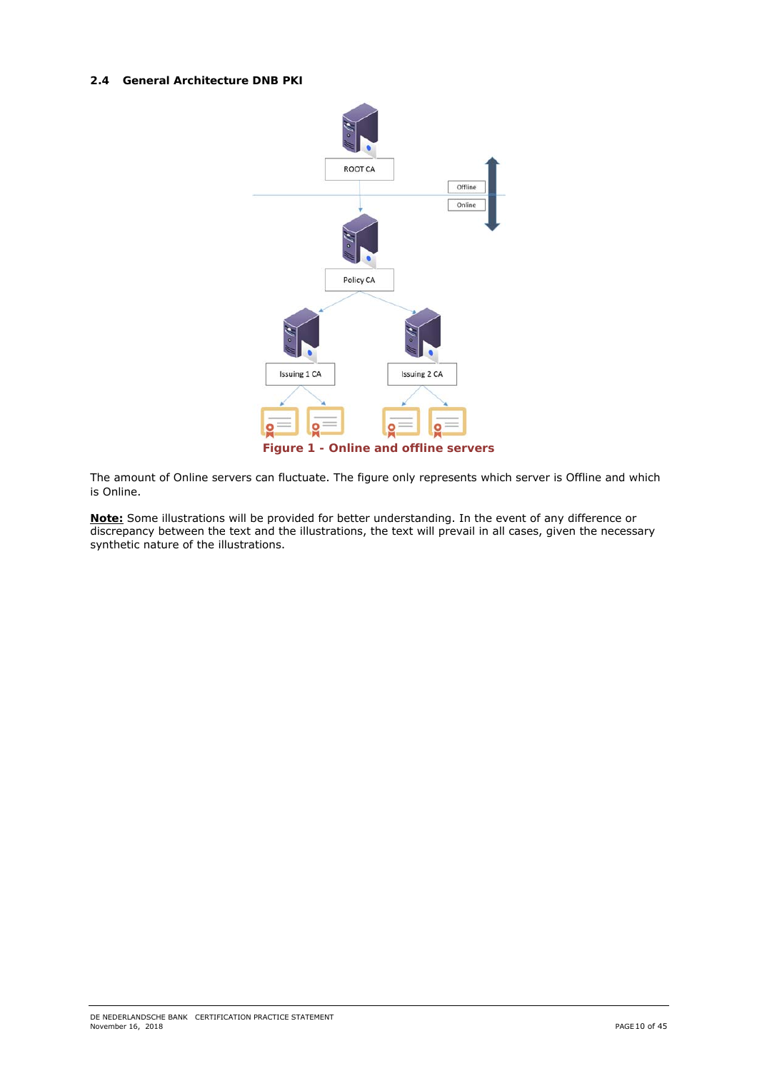### 2.4 General Architecture DNB PKI

Figure 1 - Online and offline servers

The amount of Online servers can fluctuate. The figure only represents which server is Offline and which is Online.

**Note:** Some illustrations will be provided for better understanding. In the event of any difference or discrepancy between the text and the illustrations, the text will prevail in all cases, given the necessary synthetic nature of the illustrations.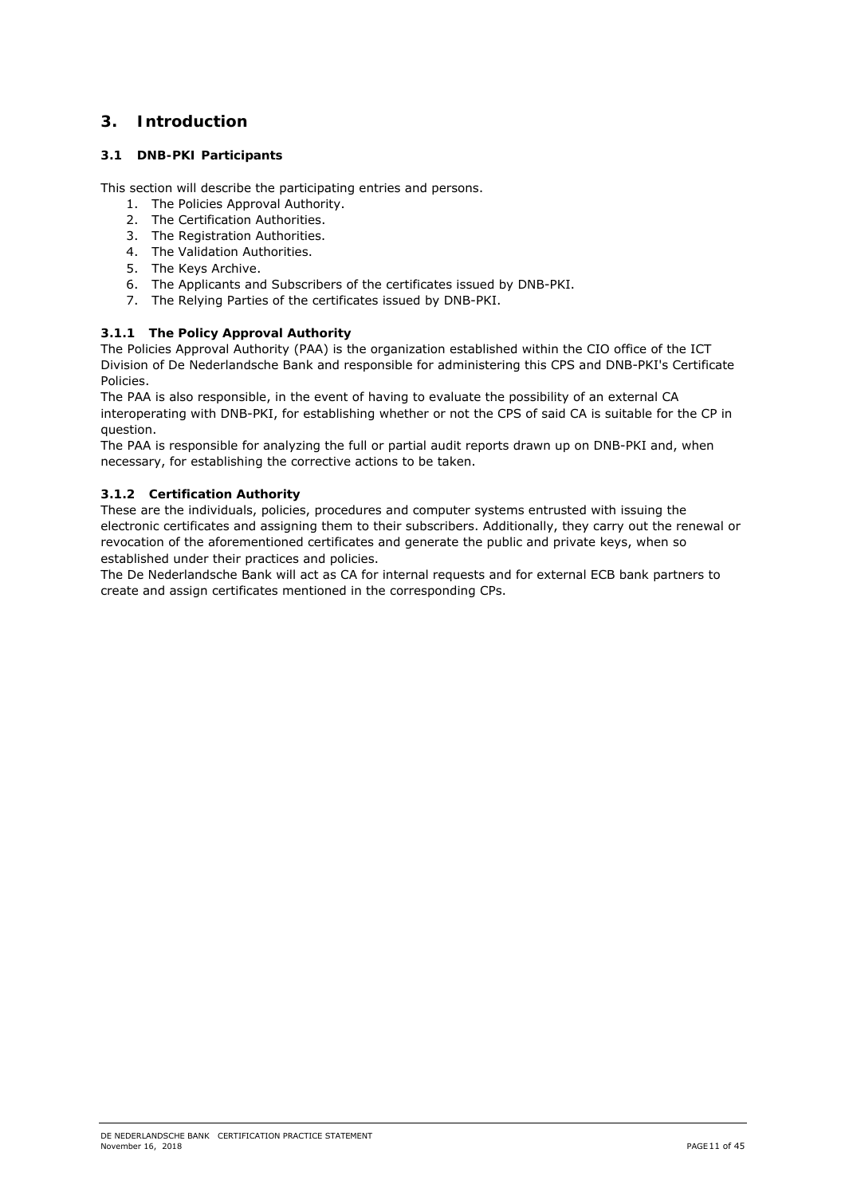# 3. Introduction

## 3.1 DNB-PKI Participants

This section will describe the participating entries and persons.

1. The Policies Approval Authority.
2. The Certification Authorities.
3. The Registration Authorities.
4. The Validation Authorities.
5. The Keys Archive.
6. The Applicants and Subscribers of the certificates issued by DNB-PKI.
7. The Relying Parties of the certificates issued by DNB-PKI.

### 3.1.1 The Policy Approval Authority

The Policies Approval Authority (PAA) is the organization established within the CIO office of the ICT Division of De Nederlandsche Bank and responsible for administering this CPS and DNB-PKI's Certificate Policies.

The PAA is also responsible, in the event of having to evaluate the possibility of an external CA interoperating with DNB-PKI, for establishing whether or not the CPS of said CA is suitable for the CP in question.

The PAA is responsible for analyzing the full or partial audit reports drawn up on DNB-PKI and, when necessary, for establishing the corrective actions to be taken.

### 3.1.2 Certification Authority

These are the individuals, policies, procedures and computer systems entrusted with issuing the electronic certificates and assigning them to their subscribers. Additionally, they carry out the renewal or revocation of the aforementioned certificates and generate the public and private keys, when so established under their practices and policies.

The De Nederlandsche Bank will act as CA for internal requests and for external ECB bank partners to create and assign certificates mentioned in the corresponding CPs.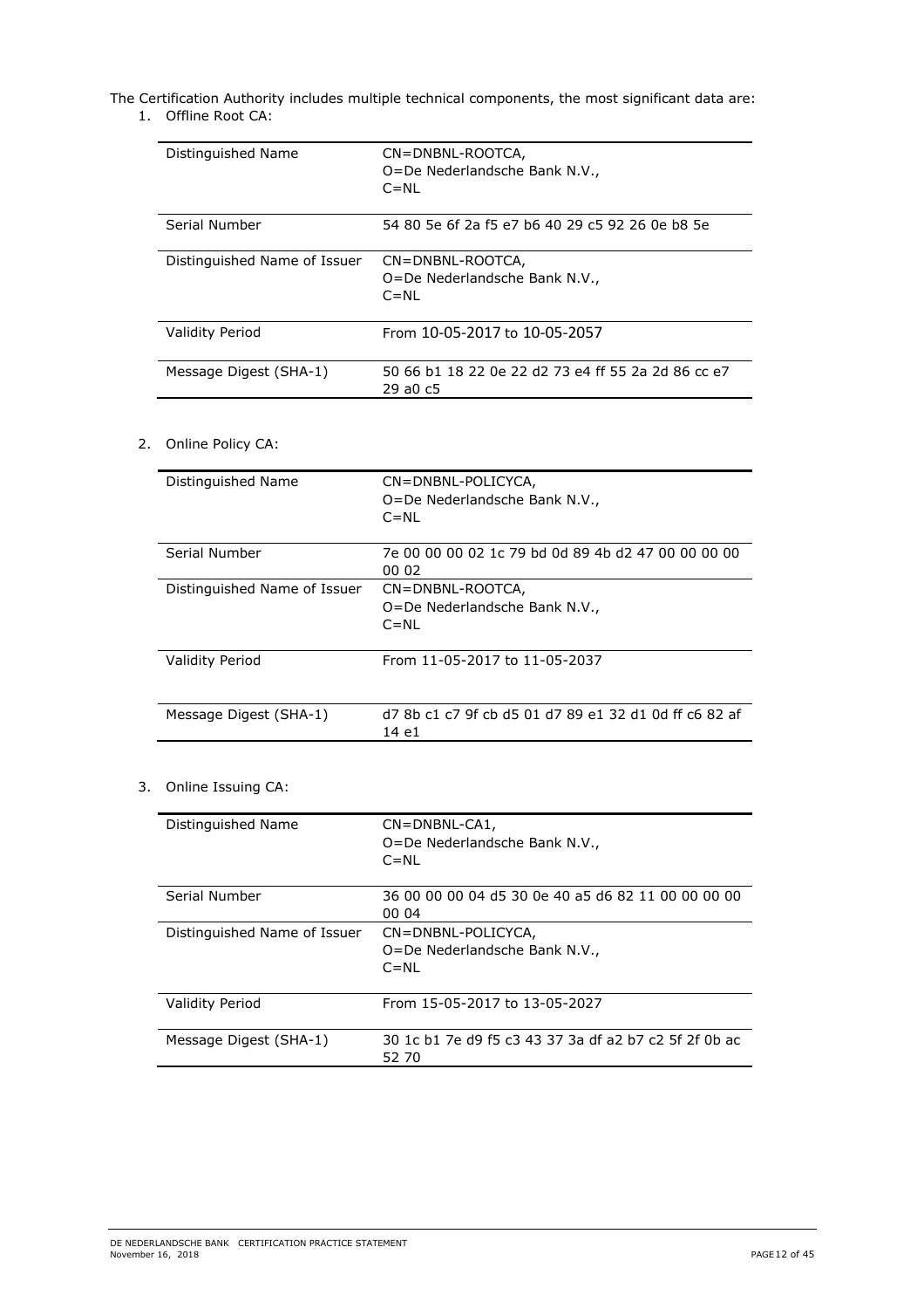The Certification Authority includes multiple technical components, the most significant data are:

1. Offline Root CA:

| | |
|---|---|
| Distinguished Name | CN=DNBNL-ROOTCA,<br>O=De Nederlandsche Bank N.V.,<br>C=NL |
| Serial Number | 54 80 5e 6f 2a f5 e7 b6 40 29 c5 92 26 0e b8 5e |
| Distinguished Name of Issuer | CN=DNBNL-ROOTCA,<br>O=De Nederlandsche Bank N.V.,<br>C=NL |
| Validity Period | From 10-05-2017 to 10-05-2057 |
| Message Digest (SHA-1) | 50 66 b1 18 22 0e 22 d2 73 e4 ff 55 2a 2d 86 cc e7 29 a0 c5 |

2. Online Policy CA:

| | |
|---|---|
| Distinguished Name | CN=DNBNL-POLICYCA,<br>O=De Nederlandsche Bank N.V.,<br>C=NL |
| Serial Number | 7e 00 00 00 02 1c 79 bd 0d 89 4b d2 47 00 00 00 00 00 02 |
| Distinguished Name of Issuer | CN=DNBNL-ROOTCA,<br>O=De Nederlandsche Bank N.V.,<br>C=NL |
| Validity Period | From 11-05-2017 to 11-05-2037 |
| Message Digest (SHA-1) | d7 8b c1 c7 9f cb d5 01 d7 89 e1 32 d1 0d ff c6 82 af 14 e1 |

3. Online Issuing CA:

| | |
|---|---|
| Distinguished Name | CN=DNBNL-CA1,<br>O=De Nederlandsche Bank N.V.,<br>C=NL |
| Serial Number | 36 00 00 00 04 d5 30 0e 40 a5 d6 82 11 00 00 00 00 00 04 |
| Distinguished Name of Issuer | CN=DNBNL-POLICYCA,<br>O=De Nederlandsche Bank N.V.,<br>C=NL |
| Validity Period | From 15-05-2017 to 13-05-2027 |
| Message Digest (SHA-1) | 30 1c b1 7e d9 f5 c3 43 37 3a df a2 b7 c2 5f 2f 0b ac 52 70 |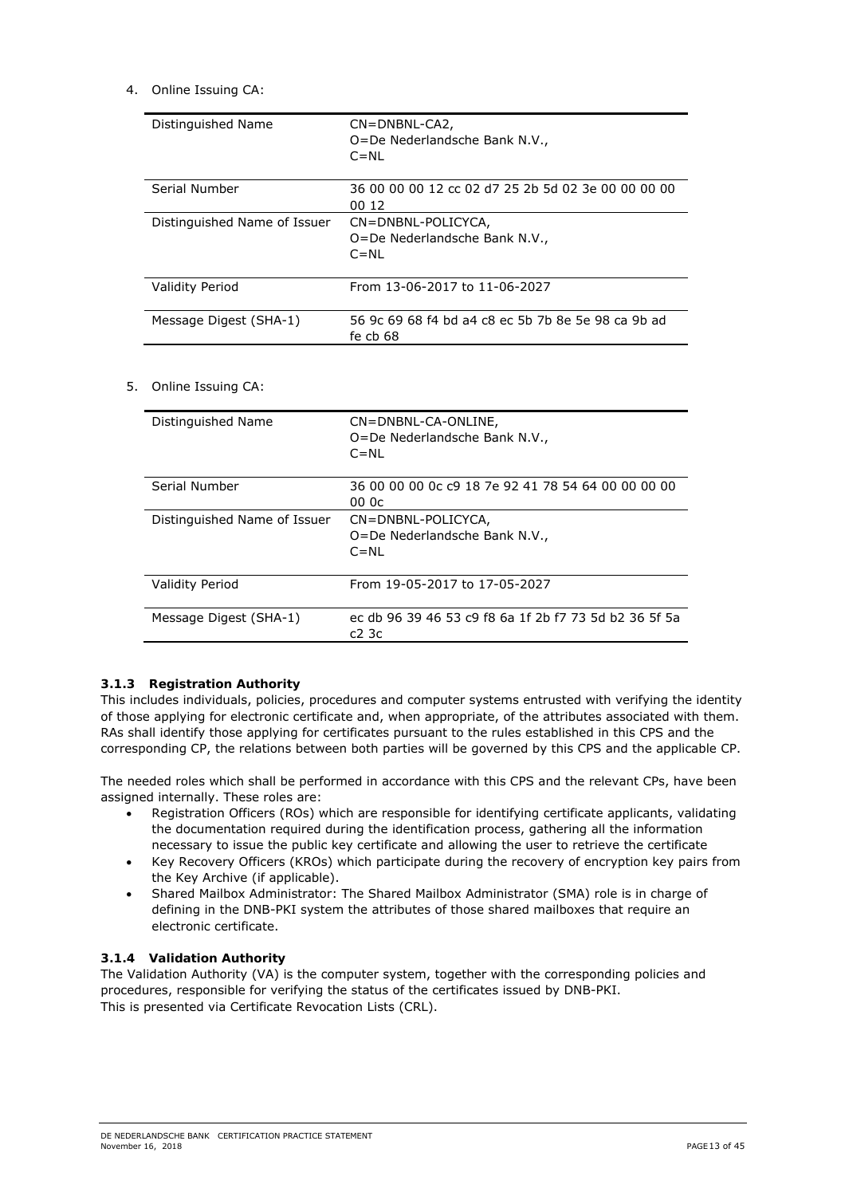4. Online Issuing CA:

| Distinguished Name | CN=DNBNL-CA2, O=De Nederlandsche Bank N.V., C=NL |
|---|---|
| Serial Number | 36 00 00 00 12 cc 02 d7 25 2b 5d 02 3e 00 00 00 00 00 12 |
| Distinguished Name of Issuer | CN=DNBNL-POLICYCA, O=De Nederlandsche Bank N.V., C=NL |
| Validity Period | From 13-06-2017 to 11-06-2027 |
| Message Digest (SHA-1) | 56 9c 69 68 f4 bd a4 c8 ec 5b 7b 8e 5e 98 ca 9b ad fe cb 68 |

5. Online Issuing CA:

| Distinguished Name | CN=DNBNL-CA-ONLINE, O=De Nederlandsche Bank N.V., C=NL |
|---|---|
| Serial Number | 36 00 00 00 0c c9 18 7e 92 41 78 54 64 00 00 00 00 00 0c |
| Distinguished Name of Issuer | CN=DNBNL-POLICYCA, O=De Nederlandsche Bank N.V., C=NL |
| Validity Period | From 19-05-2017 to 17-05-2027 |
| Message Digest (SHA-1) | ec db 96 39 46 53 c9 f8 6a 1f 2b f7 73 5d b2 36 5f 5a c2 3c |

### 3.1.3 Registration Authority

This includes individuals, policies, procedures and computer systems entrusted with verifying the identity of those applying for electronic certificate and, when appropriate, of the attributes associated with them. RAs shall identify those applying for certificates pursuant to the rules established in this CPS and the corresponding CP, the relations between both parties will be governed by this CPS and the applicable CP.

The needed roles which shall be performed in accordance with this CPS and the relevant CPs, have been assigned internally. These roles are:

- Registration Officers (ROs) which are responsible for identifying certificate applicants, validating the documentation required during the identification process, gathering all the information necessary to issue the public key certificate and allowing the user to retrieve the certificate
- Key Recovery Officers (KROs) which participate during the recovery of encryption key pairs from the Key Archive (if applicable).
- Shared Mailbox Administrator: The Shared Mailbox Administrator (SMA) role is in charge of defining in the DNB-PKI system the attributes of those shared mailboxes that require an electronic certificate.

### 3.1.4 Validation Authority

The Validation Authority (VA) is the computer system, together with the corresponding policies and procedures, responsible for verifying the status of the certificates issued by DNB-PKI.
This is presented via Certificate Revocation Lists (CRL).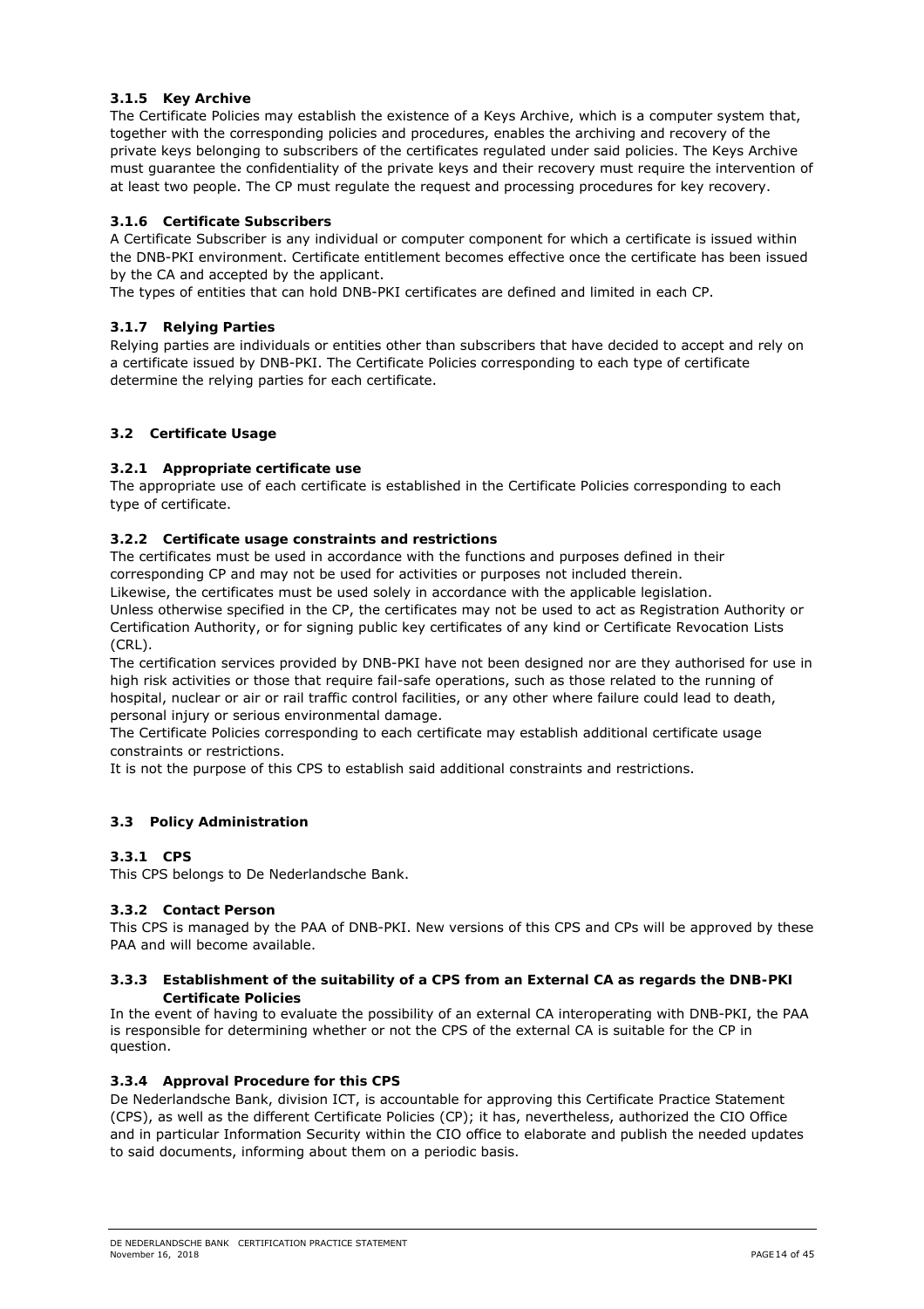### 3.1.5 Key Archive

The Certificate Policies may establish the existence of a Keys Archive, which is a computer system that, together with the corresponding policies and procedures, enables the archiving and recovery of the private keys belonging to subscribers of the certificates regulated under said policies. The Keys Archive must guarantee the confidentiality of the private keys and their recovery must require the intervention of at least two people. The CP must regulate the request and processing procedures for key recovery.

### 3.1.6 Certificate Subscribers

A Certificate Subscriber is any individual or computer component for which a certificate is issued within the DNB-PKI environment. Certificate entitlement becomes effective once the certificate has been issued by the CA and accepted by the applicant.

The types of entities that can hold DNB-PKI certificates are defined and limited in each CP.

### 3.1.7 Relying Parties

Relying parties are individuals or entities other than subscribers that have decided to accept and rely on a certificate issued by DNB-PKI. The Certificate Policies corresponding to each type of certificate determine the relying parties for each certificate.

## 3.2 Certificate Usage

### 3.2.1 Appropriate certificate use

The appropriate use of each certificate is established in the Certificate Policies corresponding to each type of certificate.

### 3.2.2 Certificate usage constraints and restrictions

The certificates must be used in accordance with the functions and purposes defined in their corresponding CP and may not be used for activities or purposes not included therein.

Likewise, the certificates must be used solely in accordance with the applicable legislation.

Unless otherwise specified in the CP, the certificates may not be used to act as Registration Authority or Certification Authority, or for signing public key certificates of any kind or Certificate Revocation Lists (CRL).

The certification services provided by DNB-PKI have not been designed nor are they authorised for use in high risk activities or those that require fail-safe operations, such as those related to the running of hospital, nuclear or air or rail traffic control facilities, or any other where failure could lead to death, personal injury or serious environmental damage.

The Certificate Policies corresponding to each certificate may establish additional certificate usage constraints or restrictions.

It is not the purpose of this CPS to establish said additional constraints and restrictions.

## 3.3 Policy Administration

### 3.3.1 CPS

This CPS belongs to De Nederlandsche Bank.

### 3.3.2 Contact Person

This CPS is managed by the PAA of DNB-PKI. New versions of this CPS and CPs will be approved by these PAA and will become available.

### 3.3.3 Establishment of the suitability of a CPS from an External CA as regards the DNB-PKI Certificate Policies

In the event of having to evaluate the possibility of an external CA interoperating with DNB-PKI, the PAA is responsible for determining whether or not the CPS of the external CA is suitable for the CP in question.

### 3.3.4 Approval Procedure for this CPS

De Nederlandsche Bank, division ICT, is accountable for approving this Certificate Practice Statement (CPS), as well as the different Certificate Policies (CP); it has, nevertheless, authorized the CIO Office and in particular Information Security within the CIO office to elaborate and publish the needed updates to said documents, informing about them on a periodic basis.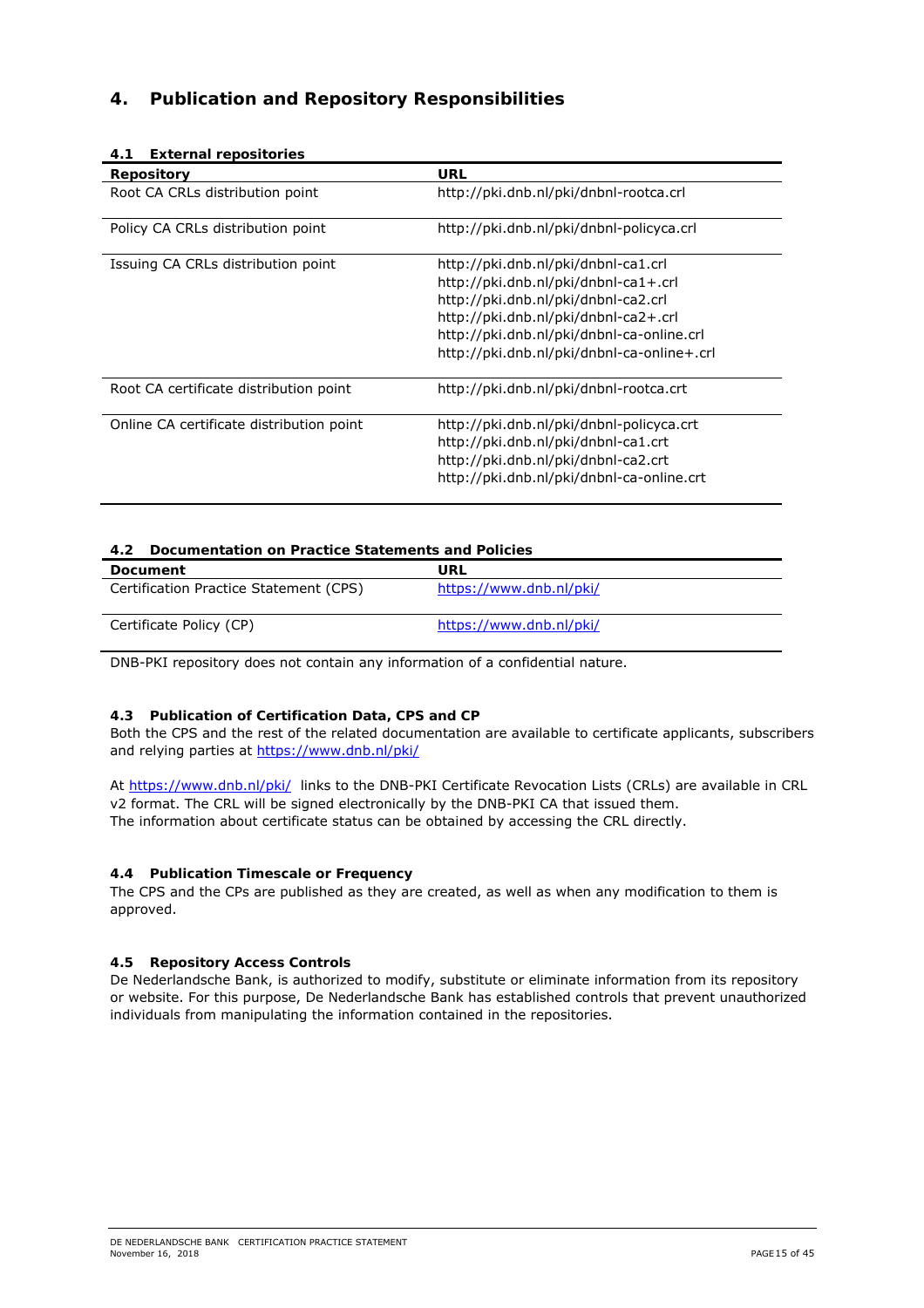# 4. Publication and Repository Responsibilities

### 4.1 External repositories

| Repository | URL |
|---|---|
| Root CA CRLs distribution point | http://pki.dnb.nl/pki/dnbnl-rootca.crl |
| Policy CA CRLs distribution point | http://pki.dnb.nl/pki/dnbnl-policyca.crl |
| Issuing CA CRLs distribution point | http://pki.dnb.nl/pki/dnbnl-ca1.crl<br>http://pki.dnb.nl/pki/dnbnl-ca1+.crl<br>http://pki.dnb.nl/pki/dnbnl-ca2.crl<br>http://pki.dnb.nl/pki/dnbnl-ca2+.crl<br>http://pki.dnb.nl/pki/dnbnl-ca-online.crl<br>http://pki.dnb.nl/pki/dnbnl-ca-online+.crl |
| Root CA certificate distribution point | http://pki.dnb.nl/pki/dnbnl-rootca.crt |
| Online CA certificate distribution point | http://pki.dnb.nl/pki/dnbnl-policyca.crt<br>http://pki.dnb.nl/pki/dnbnl-ca1.crt<br>http://pki.dnb.nl/pki/dnbnl-ca2.crt<br>http://pki.dnb.nl/pki/dnbnl-ca-online.crt |

### 4.2 Documentation on Practice Statements and Policies

| Document | URL |
|---|---|
| Certification Practice Statement (CPS) | https://www.dnb.nl/pki/ |
| Certificate Policy (CP) | https://www.dnb.nl/pki/ |

DNB-PKI repository does not contain any information of a confidential nature.

### 4.3 Publication of Certification Data, CPS and CP

Both the CPS and the rest of the related documentation are available to certificate applicants, subscribers and relying parties at https://www.dnb.nl/pki/

At https://www.dnb.nl/pki/ links to the DNB-PKI Certificate Revocation Lists (CRLs) are available in CRL v2 format. The CRL will be signed electronically by the DNB-PKI CA that issued them.
The information about certificate status can be obtained by accessing the CRL directly.

### 4.4 Publication Timescale or Frequency

The CPS and the CPs are published as they are created, as well as when any modification to them is approved.

### 4.5 Repository Access Controls

De Nederlandsche Bank, is authorized to modify, substitute or eliminate information from its repository or website. For this purpose, De Nederlandsche Bank has established controls that prevent unauthorized individuals from manipulating the information contained in the repositories.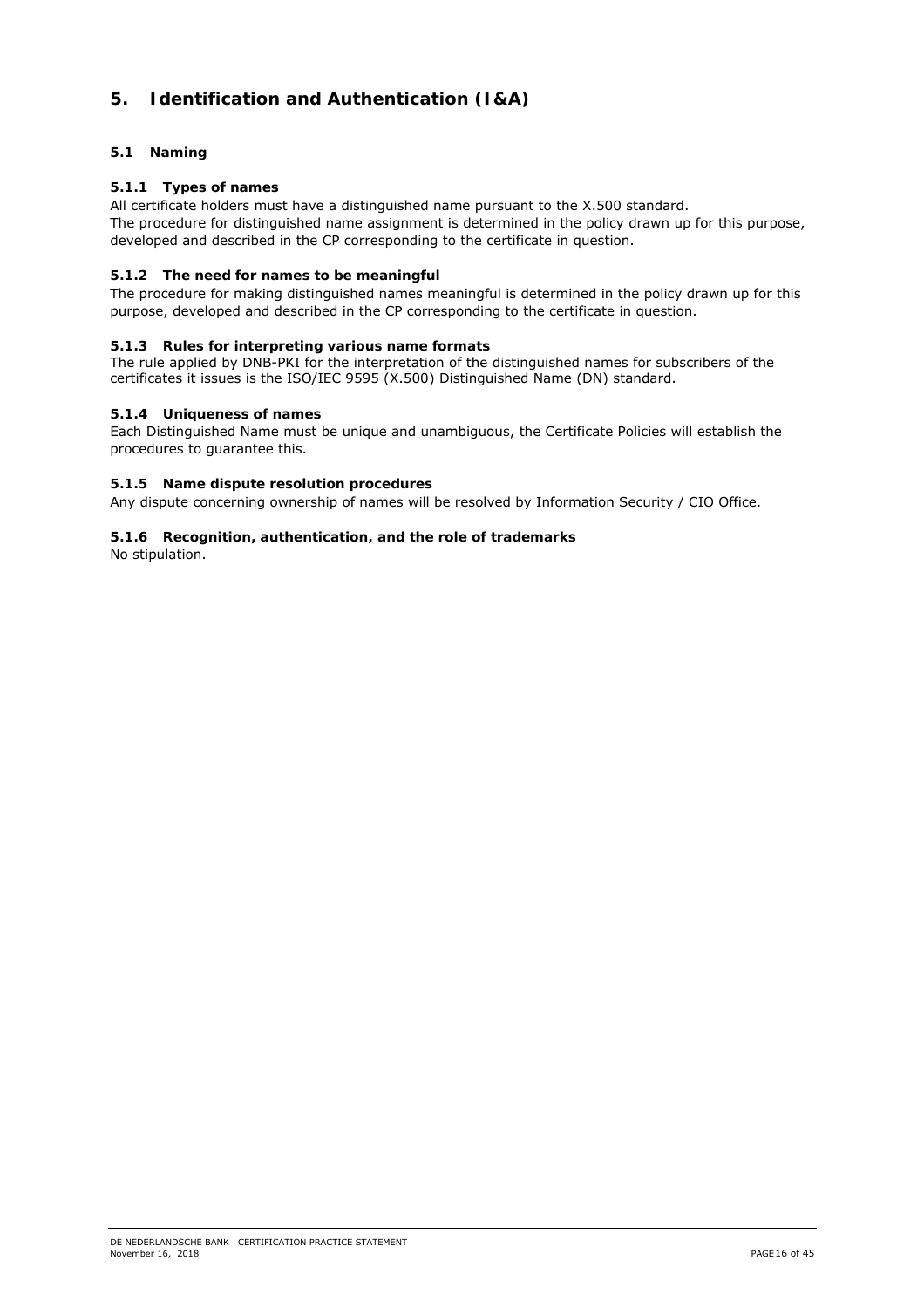# 5. Identification and Authentication (I&A)

## 5.1 Naming

### 5.1.1 Types of names

All certificate holders must have a distinguished name pursuant to the X.500 standard.
The procedure for distinguished name assignment is determined in the policy drawn up for this purpose, developed and described in the CP corresponding to the certificate in question.

### 5.1.2 The need for names to be meaningful

The procedure for making distinguished names meaningful is determined in the policy drawn up for this purpose, developed and described in the CP corresponding to the certificate in question.

### 5.1.3 Rules for interpreting various name formats

The rule applied by DNB-PKI for the interpretation of the distinguished names for subscribers of the certificates it issues is the ISO/IEC 9595 (X.500) Distinguished Name (DN) standard.

### 5.1.4 Uniqueness of names

Each Distinguished Name must be unique and unambiguous, the Certificate Policies will establish the procedures to guarantee this.

### 5.1.5 Name dispute resolution procedures

Any dispute concerning ownership of names will be resolved by Information Security / CIO Office.

### 5.1.6 Recognition, authentication, and the role of trademarks

No stipulation.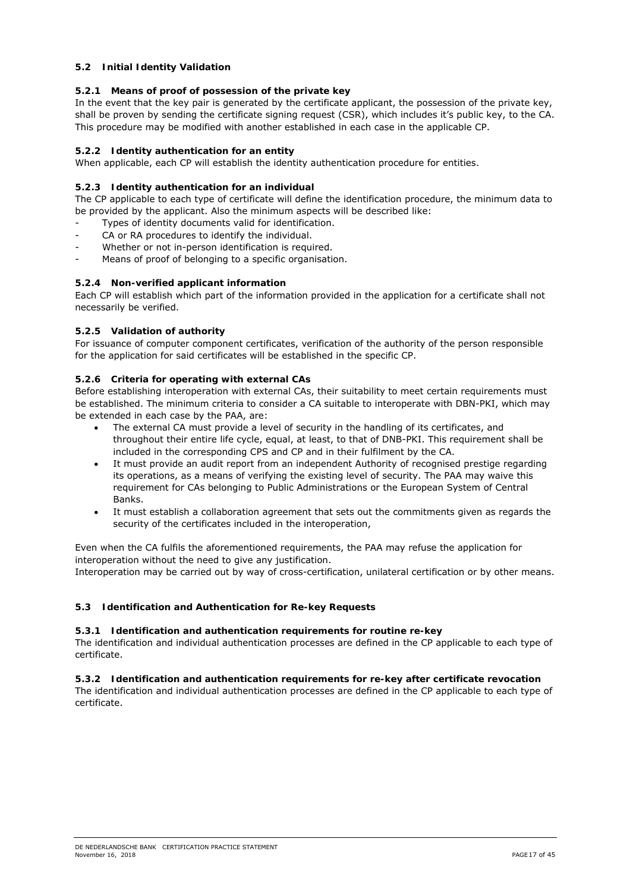## 5.2 Initial Identity Validation

### 5.2.1 Means of proof of possession of the private key

In the event that the key pair is generated by the certificate applicant, the possession of the private key, shall be proven by sending the certificate signing request (CSR), which includes it's public key, to the CA. This procedure may be modified with another established in each case in the applicable CP.

### 5.2.2 Identity authentication for an entity

When applicable, each CP will establish the identity authentication procedure for entities.

### 5.2.3 Identity authentication for an individual

The CP applicable to each type of certificate will define the identification procedure, the minimum data to be provided by the applicant. Also the minimum aspects will be described like:

- Types of identity documents valid for identification.
- CA or RA procedures to identify the individual.
- Whether or not in-person identification is required.
- Means of proof of belonging to a specific organisation.

### 5.2.4 Non-verified applicant information

Each CP will establish which part of the information provided in the application for a certificate shall not necessarily be verified.

### 5.2.5 Validation of authority

For issuance of computer component certificates, verification of the authority of the person responsible for the application for said certificates will be established in the specific CP.

### 5.2.6 Criteria for operating with external CAs

Before establishing interoperation with external CAs, their suitability to meet certain requirements must be established. The minimum criteria to consider a CA suitable to interoperate with DBN-PKI, which may be extended in each case by the PAA, are:

- The external CA must provide a level of security in the handling of its certificates, and throughout their entire life cycle, equal, at least, to that of DNB-PKI. This requirement shall be included in the corresponding CPS and CP and in their fulfilment by the CA.
- It must provide an audit report from an independent Authority of recognised prestige regarding its operations, as a means of verifying the existing level of security. The PAA may waive this requirement for CAs belonging to Public Administrations or the European System of Central Banks.
- It must establish a collaboration agreement that sets out the commitments given as regards the security of the certificates included in the interoperation,

Even when the CA fulfils the aforementioned requirements, the PAA may refuse the application for interoperation without the need to give any justification.
Interoperation may be carried out by way of cross-certification, unilateral certification or by other means.

## 5.3 Identification and Authentication for Re-key Requests

### 5.3.1 Identification and authentication requirements for routine re-key

The identification and individual authentication processes are defined in the CP applicable to each type of certificate.

### 5.3.2 Identification and authentication requirements for re-key after certificate revocation

The identification and individual authentication processes are defined in the CP applicable to each type of certificate.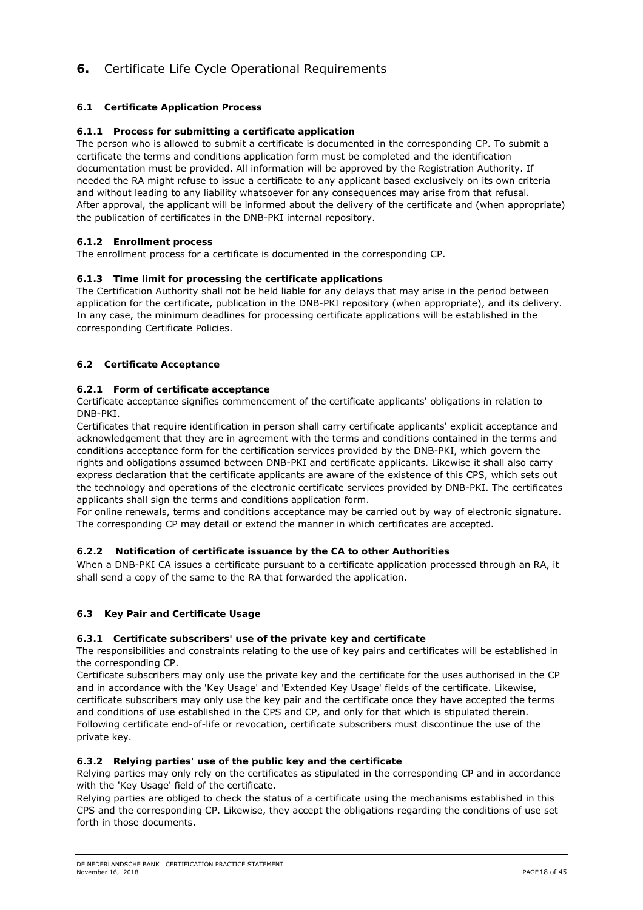# 6. Certificate Life Cycle Operational Requirements

## 6.1 Certificate Application Process

### 6.1.1 Process for submitting a certificate application

The person who is allowed to submit a certificate is documented in the corresponding CP. To submit a certificate the terms and conditions application form must be completed and the identification documentation must be provided. All information will be approved by the Registration Authority. If needed the RA might refuse to issue a certificate to any applicant based exclusively on its own criteria and without leading to any liability whatsoever for any consequences may arise from that refusal. After approval, the applicant will be informed about the delivery of the certificate and (when appropriate) the publication of certificates in the DNB-PKI internal repository.

### 6.1.2 Enrollment process

The enrollment process for a certificate is documented in the corresponding CP.

### 6.1.3 Time limit for processing the certificate applications

The Certification Authority shall not be held liable for any delays that may arise in the period between application for the certificate, publication in the DNB-PKI repository (when appropriate), and its delivery. In any case, the minimum deadlines for processing certificate applications will be established in the corresponding Certificate Policies.

## 6.2 Certificate Acceptance

### 6.2.1 Form of certificate acceptance

Certificate acceptance signifies commencement of the certificate applicants' obligations in relation to DNB-PKI.

Certificates that require identification in person shall carry certificate applicants' explicit acceptance and acknowledgement that they are in agreement with the terms and conditions contained in the terms and conditions acceptance form for the certification services provided by the DNB-PKI, which govern the rights and obligations assumed between DNB-PKI and certificate applicants. Likewise it shall also carry express declaration that the certificate applicants are aware of the existence of this CPS, which sets out the technology and operations of the electronic certificate services provided by DNB-PKI. The certificates applicants shall sign the terms and conditions application form.

For online renewals, terms and conditions acceptance may be carried out by way of electronic signature. The corresponding CP may detail or extend the manner in which certificates are accepted.

### 6.2.2 Notification of certificate issuance by the CA to other Authorities

When a DNB-PKI CA issues a certificate pursuant to a certificate application processed through an RA, it shall send a copy of the same to the RA that forwarded the application.

## 6.3 Key Pair and Certificate Usage

### 6.3.1 Certificate subscribers' use of the private key and certificate

The responsibilities and constraints relating to the use of key pairs and certificates will be established in the corresponding CP.

Certificate subscribers may only use the private key and the certificate for the uses authorised in the CP and in accordance with the 'Key Usage' and 'Extended Key Usage' fields of the certificate. Likewise, certificate subscribers may only use the key pair and the certificate once they have accepted the terms and conditions of use established in the CPS and CP, and only for that which is stipulated therein.

Following certificate end-of-life or revocation, certificate subscribers must discontinue the use of the private key.

### 6.3.2 Relying parties' use of the public key and the certificate

Relying parties may only rely on the certificates as stipulated in the corresponding CP and in accordance with the 'Key Usage' field of the certificate.

Relying parties are obliged to check the status of a certificate using the mechanisms established in this CPS and the corresponding CP. Likewise, they accept the obligations regarding the conditions of use set forth in those documents.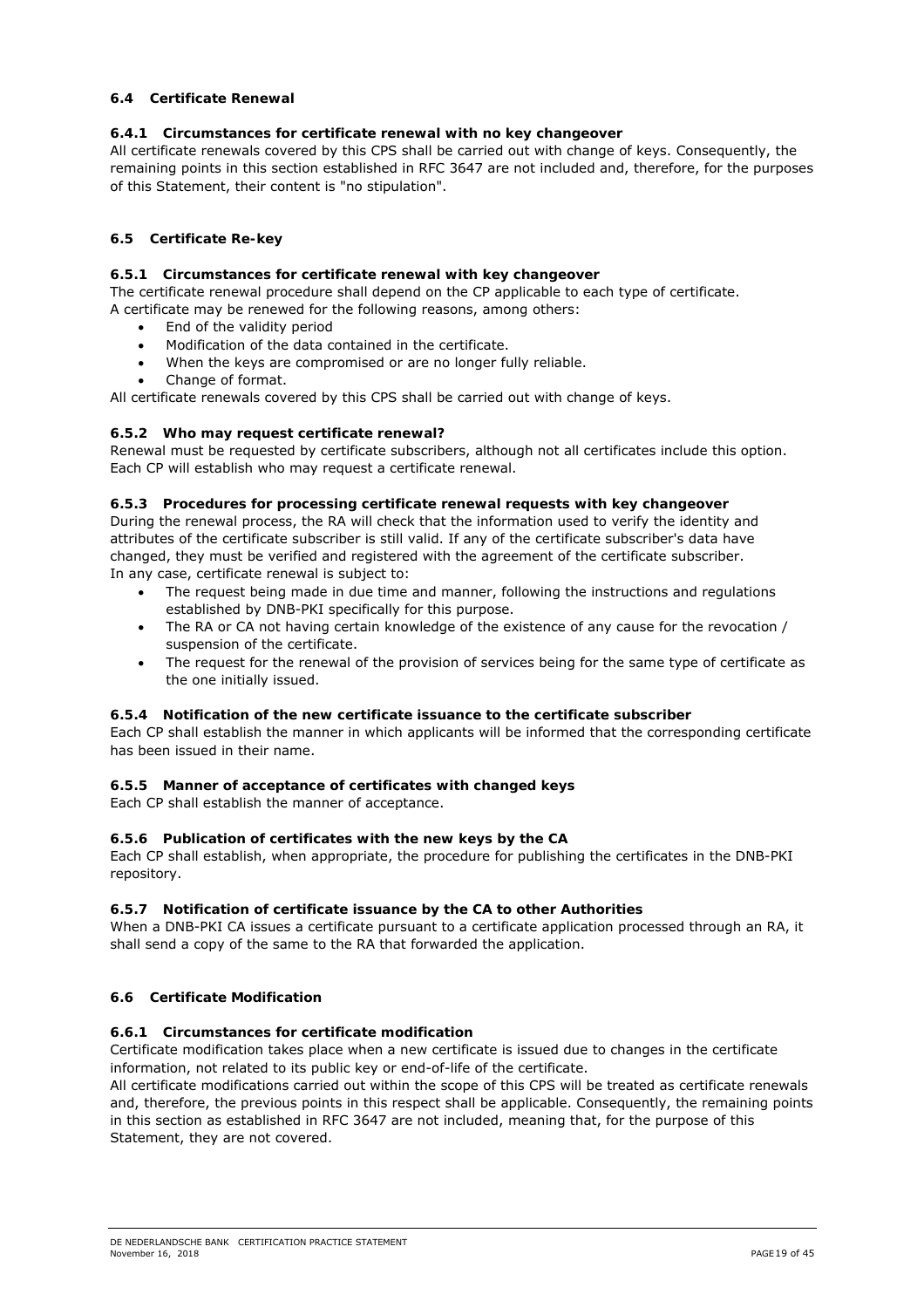### 6.4 Certificate Renewal

#### 6.4.1 Circumstances for certificate renewal with no key changeover

All certificate renewals covered by this CPS shall be carried out with change of keys. Consequently, the remaining points in this section established in RFC 3647 are not included and, therefore, for the purposes of this Statement, their content is "no stipulation".

### 6.5 Certificate Re-key

#### 6.5.1 Circumstances for certificate renewal with key changeover

The certificate renewal procedure shall depend on the CP applicable to each type of certificate.
A certificate may be renewed for the following reasons, among others:

- End of the validity period
- Modification of the data contained in the certificate.
- When the keys are compromised or are no longer fully reliable.
- Change of format.

All certificate renewals covered by this CPS shall be carried out with change of keys.

#### 6.5.2 Who may request certificate renewal?

Renewal must be requested by certificate subscribers, although not all certificates include this option. Each CP will establish who may request a certificate renewal.

#### 6.5.3 Procedures for processing certificate renewal requests with key changeover

During the renewal process, the RA will check that the information used to verify the identity and attributes of the certificate subscriber is still valid. If any of the certificate subscriber's data have changed, they must be verified and registered with the agreement of the certificate subscriber.
In any case, certificate renewal is subject to:

- The request being made in due time and manner, following the instructions and regulations established by DNB-PKI specifically for this purpose.
- The RA or CA not having certain knowledge of the existence of any cause for the revocation / suspension of the certificate.
- The request for the renewal of the provision of services being for the same type of certificate as the one initially issued.

#### 6.5.4 Notification of the new certificate issuance to the certificate subscriber

Each CP shall establish the manner in which applicants will be informed that the corresponding certificate has been issued in their name.

#### 6.5.5 Manner of acceptance of certificates with changed keys

Each CP shall establish the manner of acceptance.

#### 6.5.6 Publication of certificates with the new keys by the CA

Each CP shall establish, when appropriate, the procedure for publishing the certificates in the DNB-PKI repository.

#### 6.5.7 Notification of certificate issuance by the CA to other Authorities

When a DNB-PKI CA issues a certificate pursuant to a certificate application processed through an RA, it shall send a copy of the same to the RA that forwarded the application.

### 6.6 Certificate Modification

#### 6.6.1 Circumstances for certificate modification

Certificate modification takes place when a new certificate is issued due to changes in the certificate information, not related to its public key or end-of-life of the certificate.
All certificate modifications carried out within the scope of this CPS will be treated as certificate renewals and, therefore, the previous points in this respect shall be applicable. Consequently, the remaining points in this section as established in RFC 3647 are not included, meaning that, for the purpose of this Statement, they are not covered.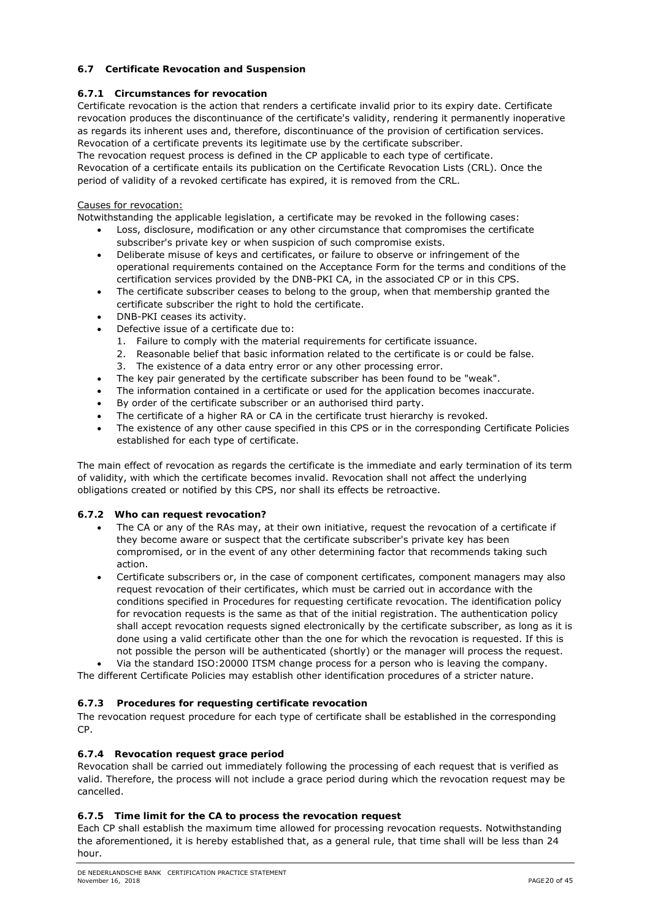## 6.7 Certificate Revocation and Suspension

### 6.7.1 Circumstances for revocation

Certificate revocation is the action that renders a certificate invalid prior to its expiry date. Certificate revocation produces the discontinuance of the certificate's validity, rendering it permanently inoperative as regards its inherent uses and, therefore, discontinuance of the provision of certification services. Revocation of a certificate prevents its legitimate use by the certificate subscriber.

The revocation request process is defined in the CP applicable to each type of certificate.

Revocation of a certificate entails its publication on the Certificate Revocation Lists (CRL). Once the period of validity of a revoked certificate has expired, it is removed from the CRL.

Causes for revocation:

Notwithstanding the applicable legislation, a certificate may be revoked in the following cases:

- Loss, disclosure, modification or any other circumstance that compromises the certificate subscriber's private key or when suspicion of such compromise exists.
- Deliberate misuse of keys and certificates, or failure to observe or infringement of the operational requirements contained on the Acceptance Form for the terms and conditions of the certification services provided by the DNB-PKI CA, in the associated CP or in this CPS.
- The certificate subscriber ceases to belong to the group, when that membership granted the certificate subscriber the right to hold the certificate.
- DNB-PKI ceases its activity.
- Defective issue of a certificate due to:
  1. Failure to comply with the material requirements for certificate issuance.
  2. Reasonable belief that basic information related to the certificate is or could be false.
  3. The existence of a data entry error or any other processing error.
- The key pair generated by the certificate subscriber has been found to be "weak".
- The information contained in a certificate or used for the application becomes inaccurate.
- By order of the certificate subscriber or an authorised third party.
- The certificate of a higher RA or CA in the certificate trust hierarchy is revoked.
- The existence of any other cause specified in this CPS or in the corresponding Certificate Policies established for each type of certificate.

The main effect of revocation as regards the certificate is the immediate and early termination of its term of validity, with which the certificate becomes invalid. Revocation shall not affect the underlying obligations created or notified by this CPS, nor shall its effects be retroactive.

### 6.7.2 Who can request revocation?

- The CA or any of the RAs may, at their own initiative, request the revocation of a certificate if they become aware or suspect that the certificate subscriber's private key has been compromised, or in the event of any other determining factor that recommends taking such action.
- Certificate subscribers or, in the case of component certificates, component managers may also request revocation of their certificates, which must be carried out in accordance with the conditions specified in Procedures for requesting certificate revocation. The identification policy for revocation requests is the same as that of the initial registration. The authentication policy shall accept revocation requests signed electronically by the certificate subscriber, as long as it is done using a valid certificate other than the one for which the revocation is requested. If this is not possible the person will be authenticated (shortly) or the manager will process the request.
- Via the standard ISO:20000 ITSM change process for a person who is leaving the company.

The different Certificate Policies may establish other identification procedures of a stricter nature.

### 6.7.3 Procedures for requesting certificate revocation

The revocation request procedure for each type of certificate shall be established in the corresponding CP.

### 6.7.4 Revocation request grace period

Revocation shall be carried out immediately following the processing of each request that is verified as valid. Therefore, the process will not include a grace period during which the revocation request may be cancelled.

### 6.7.5 Time limit for the CA to process the revocation request

Each CP shall establish the maximum time allowed for processing revocation requests. Notwithstanding the aforementioned, it is hereby established that, as a general rule, that time shall will be less than 24 hour.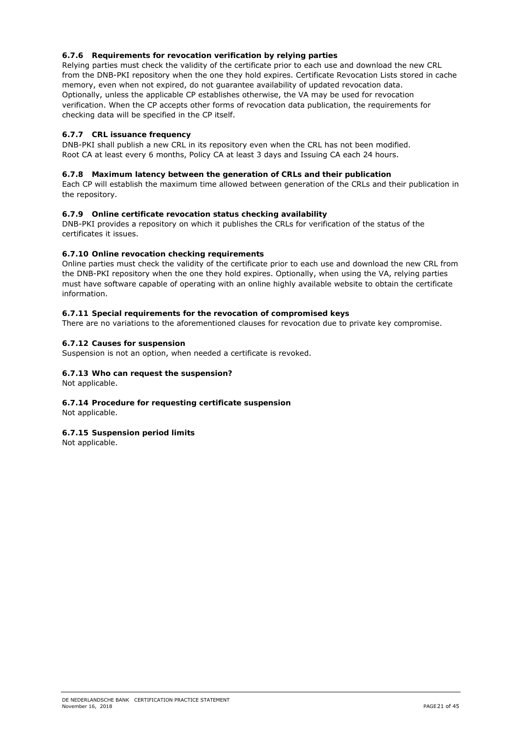#### 6.7.6 Requirements for revocation verification by relying parties

Relying parties must check the validity of the certificate prior to each use and download the new CRL from the DNB-PKI repository when the one they hold expires. Certificate Revocation Lists stored in cache memory, even when not expired, do not guarantee availability of updated revocation data.
Optionally, unless the applicable CP establishes otherwise, the VA may be used for revocation verification. When the CP accepts other forms of revocation data publication, the requirements for checking data will be specified in the CP itself.

#### 6.7.7 CRL issuance frequency

DNB-PKI shall publish a new CRL in its repository even when the CRL has not been modified.
Root CA at least every 6 months, Policy CA at least 3 days and Issuing CA each 24 hours.

#### 6.7.8 Maximum latency between the generation of CRLs and their publication

Each CP will establish the maximum time allowed between generation of the CRLs and their publication in the repository.

#### 6.7.9 Online certificate revocation status checking availability

DNB-PKI provides a repository on which it publishes the CRLs for verification of the status of the certificates it issues.

#### 6.7.10 Online revocation checking requirements

Online parties must check the validity of the certificate prior to each use and download the new CRL from the DNB-PKI repository when the one they hold expires. Optionally, when using the VA, relying parties must have software capable of operating with an online highly available website to obtain the certificate information.

#### 6.7.11 Special requirements for the revocation of compromised keys

There are no variations to the aforementioned clauses for revocation due to private key compromise.

#### 6.7.12 Causes for suspension

Suspension is not an option, when needed a certificate is revoked.

#### 6.7.13 Who can request the suspension?

Not applicable.

#### 6.7.14 Procedure for requesting certificate suspension

Not applicable.

#### 6.7.15 Suspension period limits

Not applicable.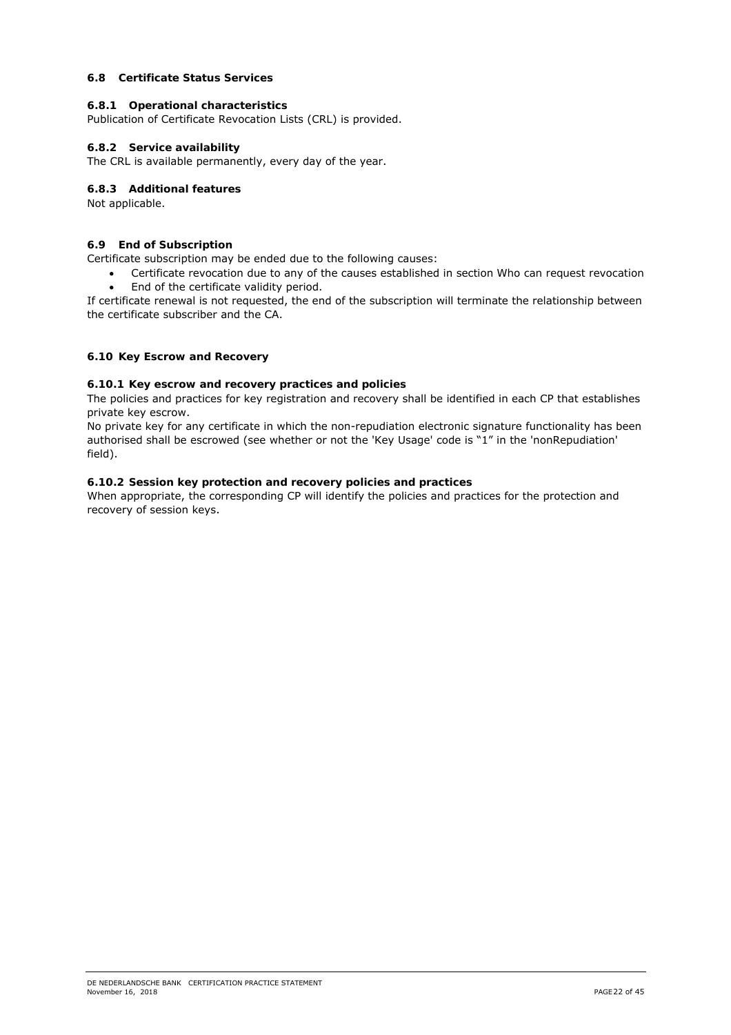### 6.8 Certificate Status Services

#### 6.8.1 Operational characteristics

Publication of Certificate Revocation Lists (CRL) is provided.

#### 6.8.2 Service availability

The CRL is available permanently, every day of the year.

#### 6.8.3 Additional features

Not applicable.

### 6.9 End of Subscription

Certificate subscription may be ended due to the following causes:

- Certificate revocation due to any of the causes established in section Who can request revocation
- End of the certificate validity period.

If certificate renewal is not requested, the end of the subscription will terminate the relationship between the certificate subscriber and the CA.

### 6.10 Key Escrow and Recovery

#### 6.10.1 Key escrow and recovery practices and policies

The policies and practices for key registration and recovery shall be identified in each CP that establishes private key escrow.

No private key for any certificate in which the non-repudiation electronic signature functionality has been authorised shall be escrowed (see whether or not the 'Key Usage' code is "1" in the 'nonRepudiation' field).

#### 6.10.2 Session key protection and recovery policies and practices

When appropriate, the corresponding CP will identify the policies and practices for the protection and recovery of session keys.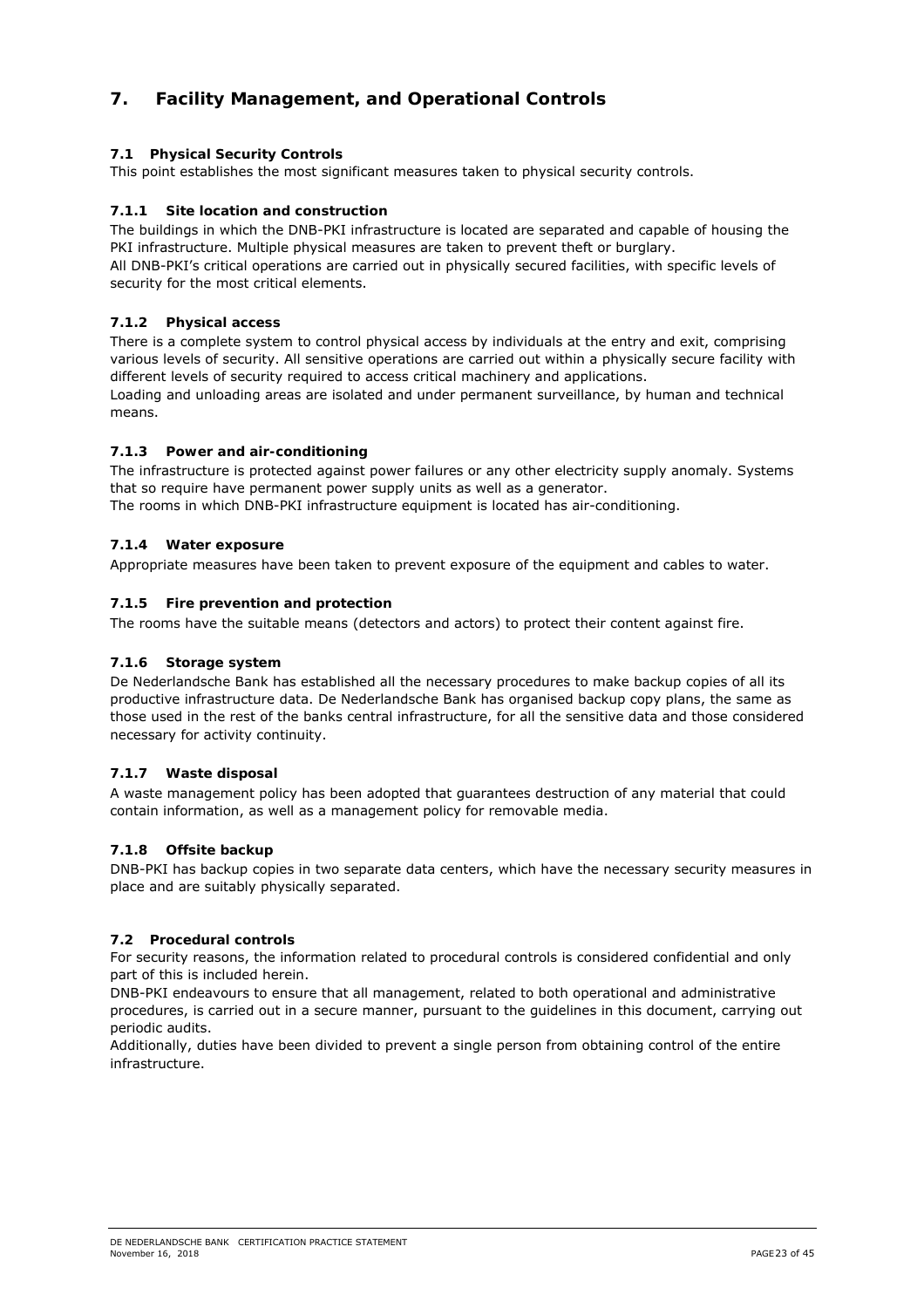# 7. Facility Management, and Operational Controls

## 7.1 Physical Security Controls

This point establishes the most significant measures taken to physical security controls.

### 7.1.1 Site location and construction

The buildings in which the DNB-PKI infrastructure is located are separated and capable of housing the PKI infrastructure. Multiple physical measures are taken to prevent theft or burglary.
All DNB-PKI's critical operations are carried out in physically secured facilities, with specific levels of security for the most critical elements.

### 7.1.2 Physical access

There is a complete system to control physical access by individuals at the entry and exit, comprising various levels of security. All sensitive operations are carried out within a physically secure facility with different levels of security required to access critical machinery and applications.
Loading and unloading areas are isolated and under permanent surveillance, by human and technical means.

### 7.1.3 Power and air-conditioning

The infrastructure is protected against power failures or any other electricity supply anomaly. Systems that so require have permanent power supply units as well as a generator.
The rooms in which DNB-PKI infrastructure equipment is located has air-conditioning.

### 7.1.4 Water exposure

Appropriate measures have been taken to prevent exposure of the equipment and cables to water.

### 7.1.5 Fire prevention and protection

The rooms have the suitable means (detectors and actors) to protect their content against fire.

### 7.1.6 Storage system

De Nederlandsche Bank has established all the necessary procedures to make backup copies of all its productive infrastructure data. De Nederlandsche Bank has organised backup copy plans, the same as those used in the rest of the banks central infrastructure, for all the sensitive data and those considered necessary for activity continuity.

### 7.1.7 Waste disposal

A waste management policy has been adopted that guarantees destruction of any material that could contain information, as well as a management policy for removable media.

### 7.1.8 Offsite backup

DNB-PKI has backup copies in two separate data centers, which have the necessary security measures in place and are suitably physically separated.

## 7.2 Procedural controls

For security reasons, the information related to procedural controls is considered confidential and only part of this is included herein.
DNB-PKI endeavours to ensure that all management, related to both operational and administrative procedures, is carried out in a secure manner, pursuant to the guidelines in this document, carrying out periodic audits.
Additionally, duties have been divided to prevent a single person from obtaining control of the entire infrastructure.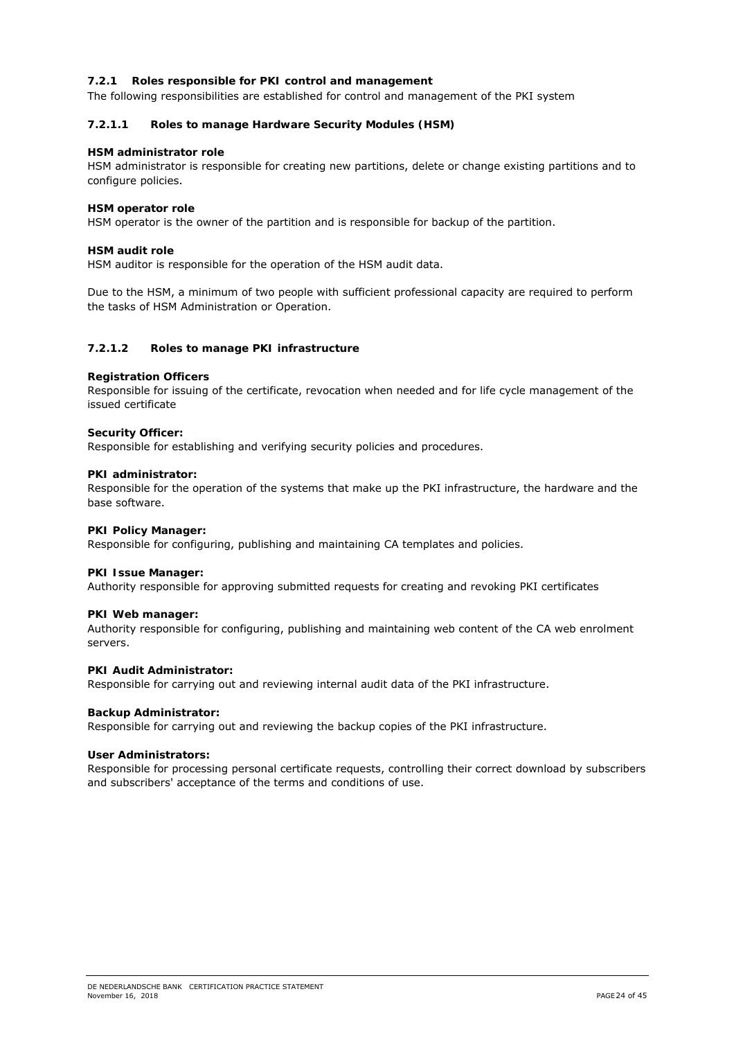### 7.2.1 Roles responsible for PKI control and management

The following responsibilities are established for control and management of the PKI system

#### 7.2.1.1 Roles to manage Hardware Security Modules (HSM)

**HSM administrator role**

HSM administrator is responsible for creating new partitions, delete or change existing partitions and to configure policies.

**HSM operator role**

HSM operator is the owner of the partition and is responsible for backup of the partition.

**HSM audit role**

HSM auditor is responsible for the operation of the HSM audit data.

Due to the HSM, a minimum of two people with sufficient professional capacity are required to perform the tasks of HSM Administration or Operation.

#### 7.2.1.2 Roles to manage PKI infrastructure

**Registration Officers**

Responsible for issuing of the certificate, revocation when needed and for life cycle management of the issued certificate

**Security Officer:**

Responsible for establishing and verifying security policies and procedures.

**PKI administrator:**

Responsible for the operation of the systems that make up the PKI infrastructure, the hardware and the base software.

**PKI Policy Manager:**

Responsible for configuring, publishing and maintaining CA templates and policies.

**PKI Issue Manager:**

Authority responsible for approving submitted requests for creating and revoking PKI certificates

**PKI Web manager:**

Authority responsible for configuring, publishing and maintaining web content of the CA web enrolment servers.

**PKI Audit Administrator:**

Responsible for carrying out and reviewing internal audit data of the PKI infrastructure.

**Backup Administrator:**

Responsible for carrying out and reviewing the backup copies of the PKI infrastructure.

**User Administrators:**

Responsible for processing personal certificate requests, controlling their correct download by subscribers and subscribers' acceptance of the terms and conditions of use.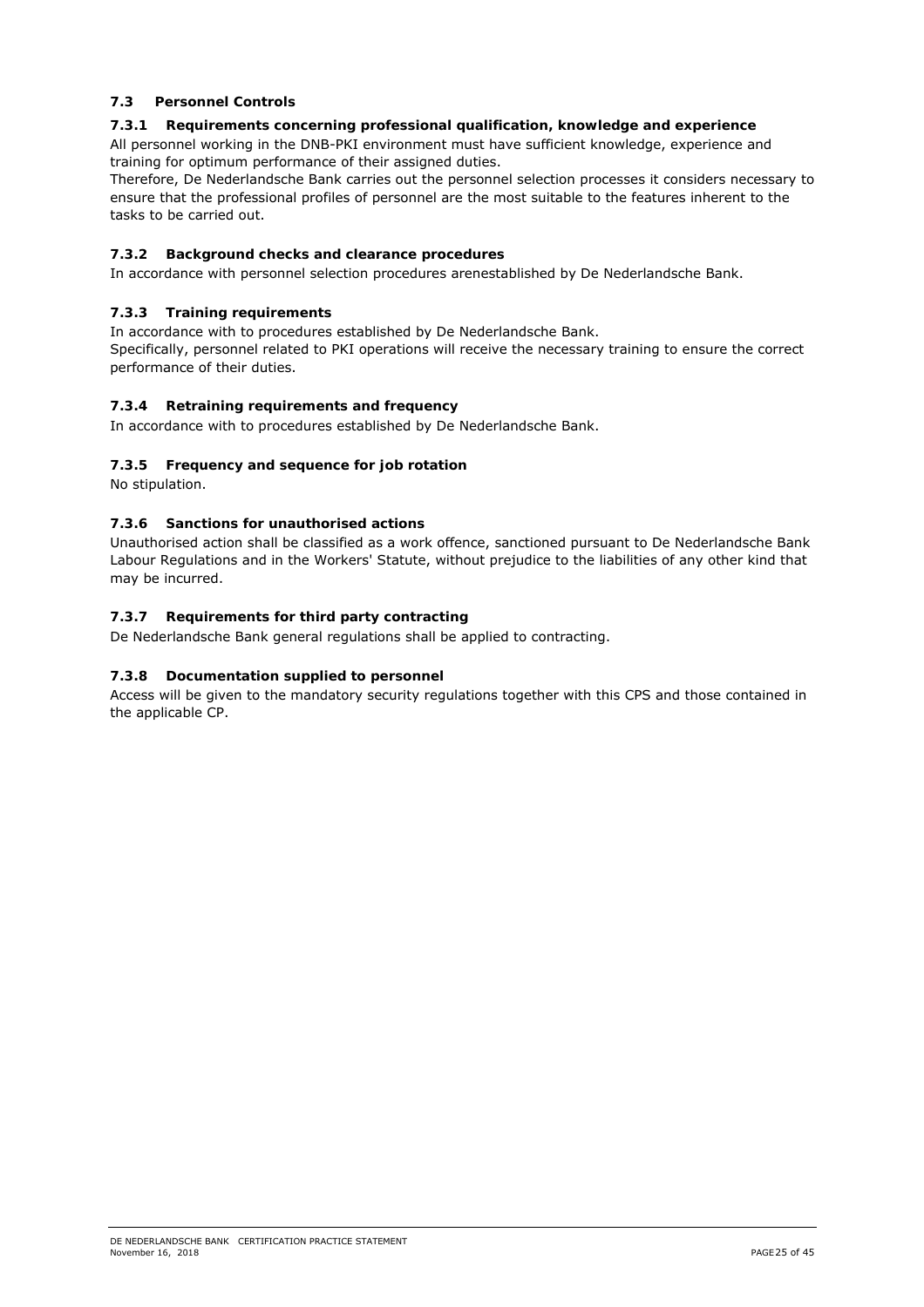## 7.3 Personnel Controls

### 7.3.1 Requirements concerning professional qualification, knowledge and experience

All personnel working in the DNB-PKI environment must have sufficient knowledge, experience and training for optimum performance of their assigned duties.

Therefore, De Nederlandsche Bank carries out the personnel selection processes it considers necessary to ensure that the professional profiles of personnel are the most suitable to the features inherent to the tasks to be carried out.

### 7.3.2 Background checks and clearance procedures

In accordance with personnel selection procedures arenestablished by De Nederlandsche Bank.

### 7.3.3 Training requirements

In accordance with to procedures established by De Nederlandsche Bank.

Specifically, personnel related to PKI operations will receive the necessary training to ensure the correct performance of their duties.

### 7.3.4 Retraining requirements and frequency

In accordance with to procedures established by De Nederlandsche Bank.

### 7.3.5 Frequency and sequence for job rotation

No stipulation.

### 7.3.6 Sanctions for unauthorised actions

Unauthorised action shall be classified as a work offence, sanctioned pursuant to De Nederlandsche Bank Labour Regulations and in the Workers' Statute, without prejudice to the liabilities of any other kind that may be incurred.

### 7.3.7 Requirements for third party contracting

De Nederlandsche Bank general regulations shall be applied to contracting.

### 7.3.8 Documentation supplied to personnel

Access will be given to the mandatory security regulations together with this CPS and those contained in the applicable CP.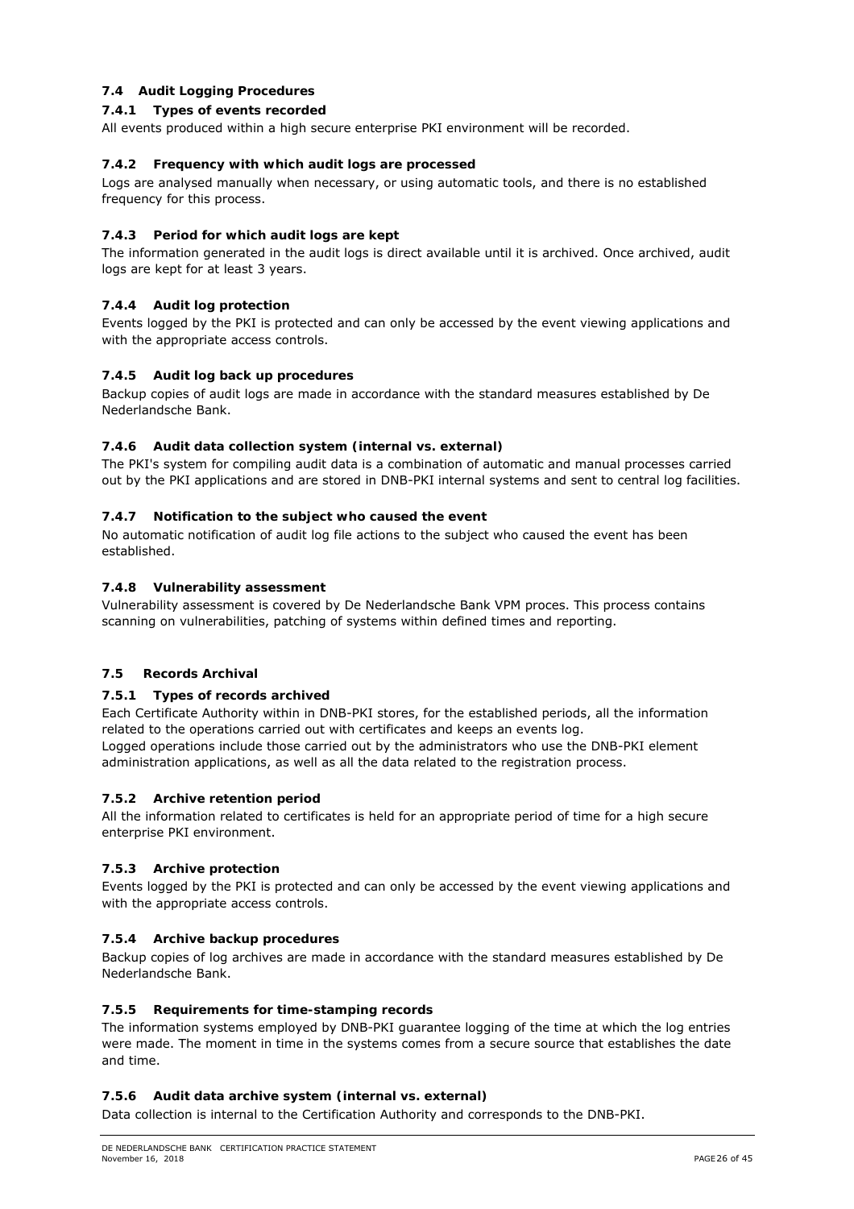## 7.4 Audit Logging Procedures

### 7.4.1 Types of events recorded

All events produced within a high secure enterprise PKI environment will be recorded.

### 7.4.2 Frequency with which audit logs are processed

Logs are analysed manually when necessary, or using automatic tools, and there is no established frequency for this process.

### 7.4.3 Period for which audit logs are kept

The information generated in the audit logs is direct available until it is archived. Once archived, audit logs are kept for at least 3 years.

### 7.4.4 Audit log protection

Events logged by the PKI is protected and can only be accessed by the event viewing applications and with the appropriate access controls.

### 7.4.5 Audit log back up procedures

Backup copies of audit logs are made in accordance with the standard measures established by De Nederlandsche Bank.

### 7.4.6 Audit data collection system (internal vs. external)

The PKI's system for compiling audit data is a combination of automatic and manual processes carried out by the PKI applications and are stored in DNB-PKI internal systems and sent to central log facilities.

### 7.4.7 Notification to the subject who caused the event

No automatic notification of audit log file actions to the subject who caused the event has been established.

### 7.4.8 Vulnerability assessment

Vulnerability assessment is covered by De Nederlandsche Bank VPM proces. This process contains scanning on vulnerabilities, patching of systems within defined times and reporting.

## 7.5 Records Archival

### 7.5.1 Types of records archived

Each Certificate Authority within in DNB-PKI stores, for the established periods, all the information related to the operations carried out with certificates and keeps an events log.
Logged operations include those carried out by the administrators who use the DNB-PKI element administration applications, as well as all the data related to the registration process.

### 7.5.2 Archive retention period

All the information related to certificates is held for an appropriate period of time for a high secure enterprise PKI environment.

### 7.5.3 Archive protection

Events logged by the PKI is protected and can only be accessed by the event viewing applications and with the appropriate access controls.

### 7.5.4 Archive backup procedures

Backup copies of log archives are made in accordance with the standard measures established by De Nederlandsche Bank.

### 7.5.5 Requirements for time-stamping records

The information systems employed by DNB-PKI guarantee logging of the time at which the log entries were made. The moment in time in the systems comes from a secure source that establishes the date and time.

### 7.5.6 Audit data archive system (internal vs. external)

Data collection is internal to the Certification Authority and corresponds to the DNB-PKI.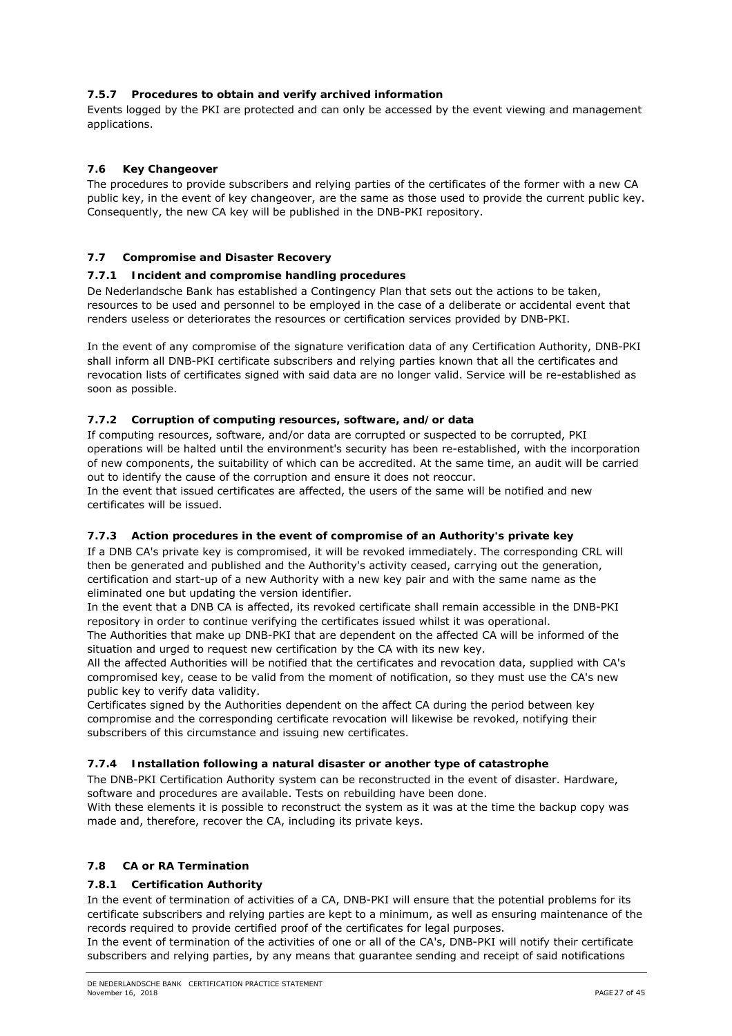### 7.5.7 Procedures to obtain and verify archived information

Events logged by the PKI are protected and can only be accessed by the event viewing and management applications.

## 7.6 Key Changeover

The procedures to provide subscribers and relying parties of the certificates of the former with a new CA public key, in the event of key changeover, are the same as those used to provide the current public key. Consequently, the new CA key will be published in the DNB-PKI repository.

## 7.7 Compromise and Disaster Recovery

### 7.7.1 Incident and compromise handling procedures

De Nederlandsche Bank has established a Contingency Plan that sets out the actions to be taken, resources to be used and personnel to be employed in the case of a deliberate or accidental event that renders useless or deteriorates the resources or certification services provided by DNB-PKI.

In the event of any compromise of the signature verification data of any Certification Authority, DNB-PKI shall inform all DNB-PKI certificate subscribers and relying parties known that all the certificates and revocation lists of certificates signed with said data are no longer valid. Service will be re-established as soon as possible.

### 7.7.2 Corruption of computing resources, software, and/or data

If computing resources, software, and/or data are corrupted or suspected to be corrupted, PKI operations will be halted until the environment's security has been re-established, with the incorporation of new components, the suitability of which can be accredited. At the same time, an audit will be carried out to identify the cause of the corruption and ensure it does not reoccur.

In the event that issued certificates are affected, the users of the same will be notified and new certificates will be issued.

### 7.7.3 Action procedures in the event of compromise of an Authority's private key

If a DNB CA's private key is compromised, it will be revoked immediately. The corresponding CRL will then be generated and published and the Authority's activity ceased, carrying out the generation, certification and start-up of a new Authority with a new key pair and with the same name as the eliminated one but updating the version identifier.

In the event that a DNB CA is affected, its revoked certificate shall remain accessible in the DNB-PKI repository in order to continue verifying the certificates issued whilst it was operational.

The Authorities that make up DNB-PKI that are dependent on the affected CA will be informed of the situation and urged to request new certification by the CA with its new key.

All the affected Authorities will be notified that the certificates and revocation data, supplied with CA's compromised key, cease to be valid from the moment of notification, so they must use the CA's new public key to verify data validity.

Certificates signed by the Authorities dependent on the affect CA during the period between key compromise and the corresponding certificate revocation will likewise be revoked, notifying their subscribers of this circumstance and issuing new certificates.

### 7.7.4 Installation following a natural disaster or another type of catastrophe

The DNB-PKI Certification Authority system can be reconstructed in the event of disaster. Hardware, software and procedures are available. Tests on rebuilding have been done.

With these elements it is possible to reconstruct the system as it was at the time the backup copy was made and, therefore, recover the CA, including its private keys.

## 7.8 CA or RA Termination

### 7.8.1 Certification Authority

In the event of termination of activities of a CA, DNB-PKI will ensure that the potential problems for its certificate subscribers and relying parties are kept to a minimum, as well as ensuring maintenance of the records required to provide certified proof of the certificates for legal purposes.

In the event of termination of the activities of one or all of the CA's, DNB-PKI will notify their certificate subscribers and relying parties, by any means that guarantee sending and receipt of said notifications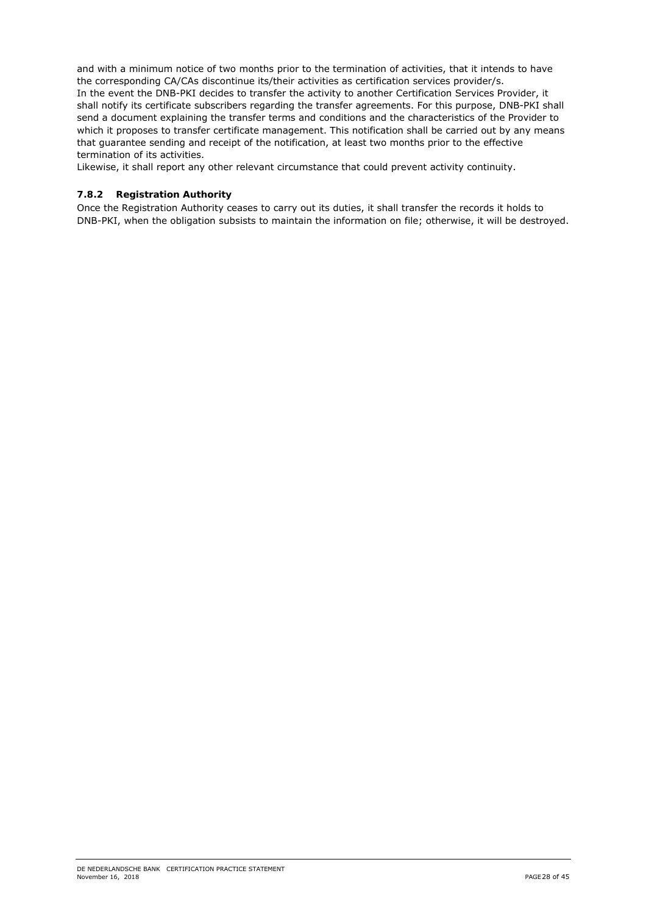and with a minimum notice of two months prior to the termination of activities, that it intends to have the corresponding CA/CAs discontinue its/their activities as certification services provider/s.
In the event the DNB-PKI decides to transfer the activity to another Certification Services Provider, it shall notify its certificate subscribers regarding the transfer agreements. For this purpose, DNB-PKI shall send a document explaining the transfer terms and conditions and the characteristics of the Provider to which it proposes to transfer certificate management. This notification shall be carried out by any means that guarantee sending and receipt of the notification, at least two months prior to the effective termination of its activities.
Likewise, it shall report any other relevant circumstance that could prevent activity continuity.

### 7.8.2 Registration Authority

Once the Registration Authority ceases to carry out its duties, it shall transfer the records it holds to DNB-PKI, when the obligation subsists to maintain the information on file; otherwise, it will be destroyed.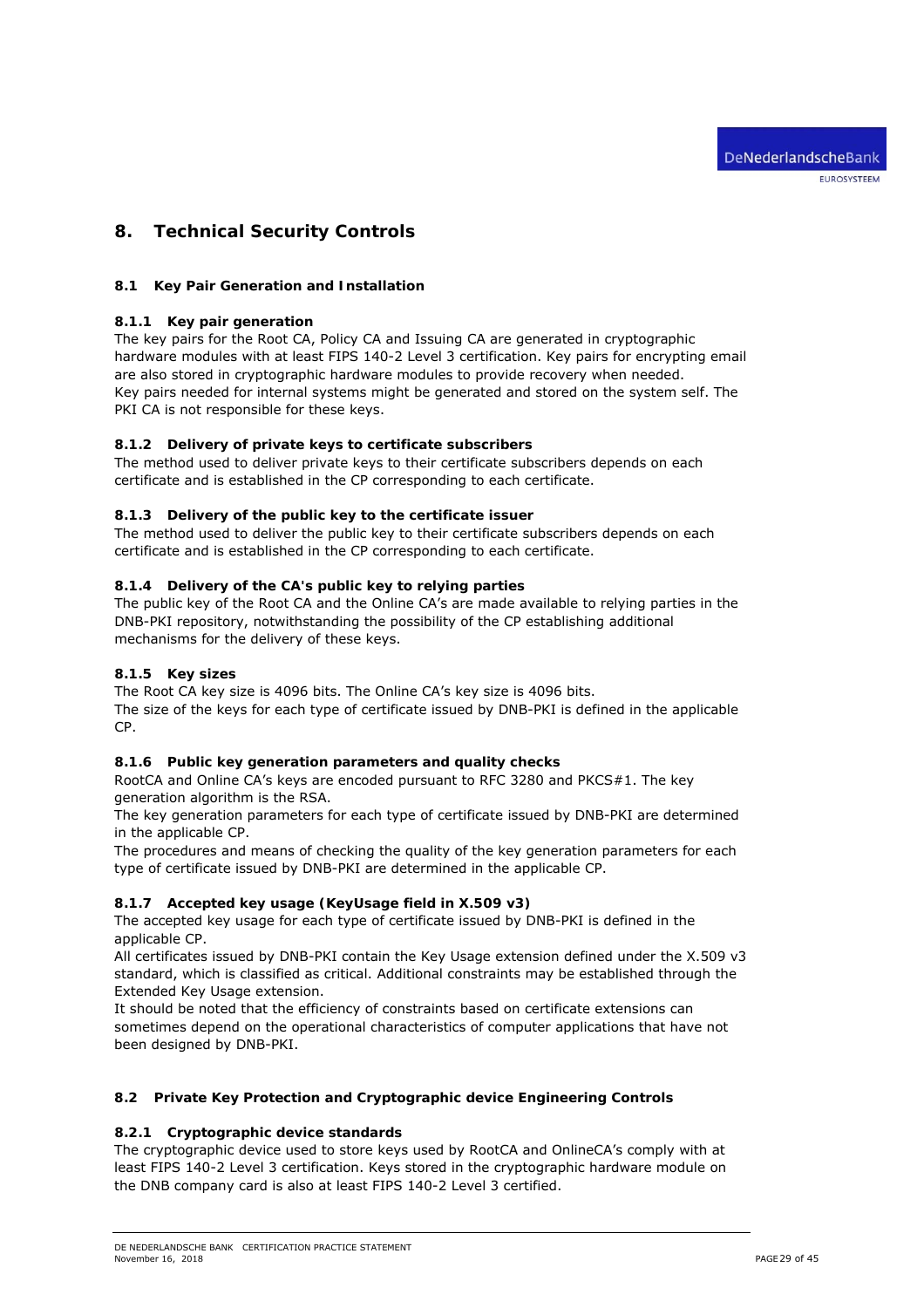# 8. Technical Security Controls

## 8.1 Key Pair Generation and Installation

### 8.1.1 Key pair generation

The key pairs for the Root CA, Policy CA and Issuing CA are generated in cryptographic hardware modules with at least FIPS 140-2 Level 3 certification. Key pairs for encrypting email are also stored in cryptographic hardware modules to provide recovery when needed.
Key pairs needed for internal systems might be generated and stored on the system self. The PKI CA is not responsible for these keys.

### 8.1.2 Delivery of private keys to certificate subscribers

The method used to deliver private keys to their certificate subscribers depends on each certificate and is established in the CP corresponding to each certificate.

### 8.1.3 Delivery of the public key to the certificate issuer

The method used to deliver the public key to their certificate subscribers depends on each certificate and is established in the CP corresponding to each certificate.

### 8.1.4 Delivery of the CA's public key to relying parties

The public key of the Root CA and the Online CA's are made available to relying parties in the DNB-PKI repository, notwithstanding the possibility of the CP establishing additional mechanisms for the delivery of these keys.

### 8.1.5 Key sizes

The Root CA key size is 4096 bits. The Online CA's key size is 4096 bits.
The size of the keys for each type of certificate issued by DNB-PKI is defined in the applicable CP.

### 8.1.6 Public key generation parameters and quality checks

RootCA and Online CA's keys are encoded pursuant to RFC 3280 and PKCS#1. The key generation algorithm is the RSA.
The key generation parameters for each type of certificate issued by DNB-PKI are determined in the applicable CP.
The procedures and means of checking the quality of the key generation parameters for each type of certificate issued by DNB-PKI are determined in the applicable CP.

### 8.1.7 Accepted key usage (KeyUsage field in X.509 v3)

The accepted key usage for each type of certificate issued by DNB-PKI is defined in the applicable CP.
All certificates issued by DNB-PKI contain the Key Usage extension defined under the X.509 v3 standard, which is classified as critical. Additional constraints may be established through the Extended Key Usage extension.
It should be noted that the efficiency of constraints based on certificate extensions can sometimes depend on the operational characteristics of computer applications that have not been designed by DNB-PKI.

## 8.2 Private Key Protection and Cryptographic device Engineering Controls

### 8.2.1 Cryptographic device standards

The cryptographic device used to store keys used by RootCA and OnlineCA's comply with at least FIPS 140-2 Level 3 certification. Keys stored in the cryptographic hardware module on the DNB company card is also at least FIPS 140-2 Level 3 certified.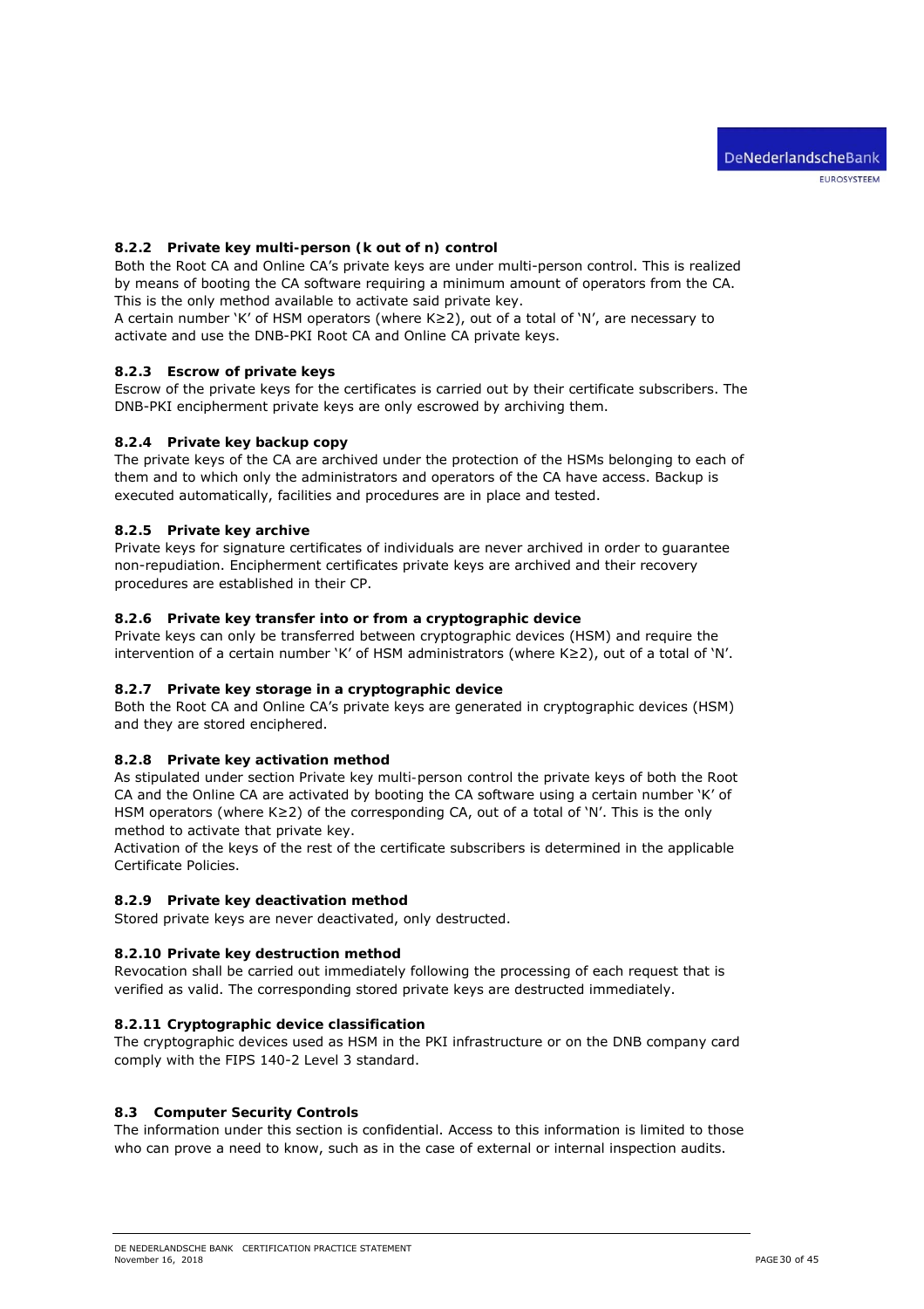### 8.2.2 Private key multi-person (k out of n) control

Both the Root CA and Online CA's private keys are under multi-person control. This is realized by means of booting the CA software requiring a minimum amount of operators from the CA. This is the only method available to activate said private key.

A certain number 'K' of HSM operators (where K≥2), out of a total of 'N', are necessary to activate and use the DNB-PKI Root CA and Online CA private keys.

### 8.2.3 Escrow of private keys

Escrow of the private keys for the certificates is carried out by their certificate subscribers. The DNB-PKI encipherment private keys are only escrowed by archiving them.

### 8.2.4 Private key backup copy

The private keys of the CA are archived under the protection of the HSMs belonging to each of them and to which only the administrators and operators of the CA have access. Backup is executed automatically, facilities and procedures are in place and tested.

### 8.2.5 Private key archive

Private keys for signature certificates of individuals are never archived in order to guarantee non-repudiation. Encipherment certificates private keys are archived and their recovery procedures are established in their CP.

### 8.2.6 Private key transfer into or from a cryptographic device

Private keys can only be transferred between cryptographic devices (HSM) and require the intervention of a certain number 'K' of HSM administrators (where K≥2), out of a total of 'N'.

### 8.2.7 Private key storage in a cryptographic device

Both the Root CA and Online CA's private keys are generated in cryptographic devices (HSM) and they are stored enciphered.

### 8.2.8 Private key activation method

As stipulated under section Private key multi-person control the private keys of both the Root CA and the Online CA are activated by booting the CA software using a certain number 'K' of HSM operators (where K≥2) of the corresponding CA, out of a total of 'N'. This is the only method to activate that private key.

Activation of the keys of the rest of the certificate subscribers is determined in the applicable Certificate Policies.

### 8.2.9 Private key deactivation method

Stored private keys are never deactivated, only destructed.

### 8.2.10 Private key destruction method

Revocation shall be carried out immediately following the processing of each request that is verified as valid. The corresponding stored private keys are destructed immediately.

### 8.2.11 Cryptographic device classification

The cryptographic devices used as HSM in the PKI infrastructure or on the DNB company card comply with the FIPS 140-2 Level 3 standard.

## 8.3 Computer Security Controls

The information under this section is confidential. Access to this information is limited to those who can prove a need to know, such as in the case of external or internal inspection audits.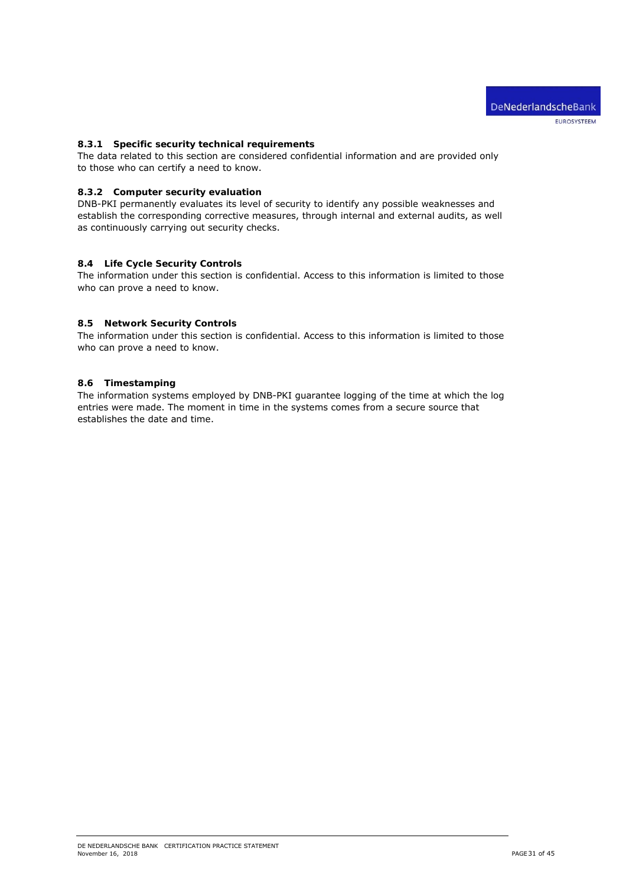#### 8.3.1 Specific security technical requirements

The data related to this section are considered confidential information and are provided only to those who can certify a need to know.

#### 8.3.2 Computer security evaluation

DNB-PKI permanently evaluates its level of security to identify any possible weaknesses and establish the corresponding corrective measures, through internal and external audits, as well as continuously carrying out security checks.

### 8.4 Life Cycle Security Controls

The information under this section is confidential. Access to this information is limited to those who can prove a need to know.

### 8.5 Network Security Controls

The information under this section is confidential. Access to this information is limited to those who can prove a need to know.

### 8.6 Timestamping

The information systems employed by DNB-PKI guarantee logging of the time at which the log entries were made. The moment in time in the systems comes from a secure source that establishes the date and time.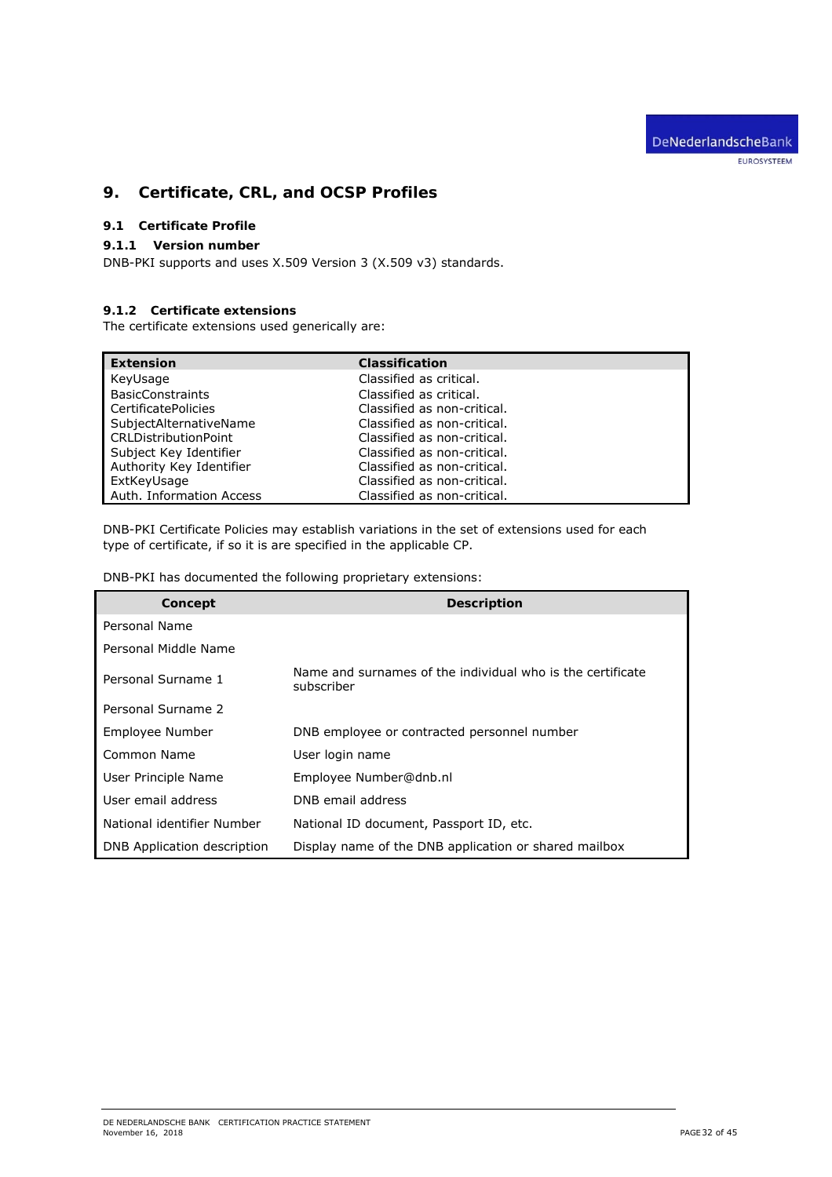# 9. Certificate, CRL, and OCSP Profiles

## 9.1 Certificate Profile

### 9.1.1 Version number

DNB-PKI supports and uses X.509 Version 3 (X.509 v3) standards.

### 9.1.2 Certificate extensions

The certificate extensions used generically are:

| Extension | Classification |
|---|---|
| KeyUsage | Classified as critical. |
| BasicConstraints | Classified as critical. |
| CertificatePolicies | Classified as non-critical. |
| SubjectAlternativeName | Classified as non-critical. |
| CRLDistributionPoint | Classified as non-critical. |
| Subject Key Identifier | Classified as non-critical. |
| Authority Key Identifier | Classified as non-critical. |
| ExtKeyUsage | Classified as non-critical. |
| Auth. Information Access | Classified as non-critical. |

DNB-PKI Certificate Policies may establish variations in the set of extensions used for each type of certificate, if so it is are specified in the applicable CP.

DNB-PKI has documented the following proprietary extensions:

| Concept | Description |
|---|---|
| Personal Name | |
| Personal Middle Name | |
| Personal Surname 1 | Name and surnames of the individual who is the certificate subscriber |
| Personal Surname 2 | |
| Employee Number | DNB employee or contracted personnel number |
| Common Name | User login name |
| User Principle Name | Employee Number@dnb.nl |
| User email address | DNB email address |
| National identifier Number | National ID document, Passport ID, etc. |
| DNB Application description | Display name of the DNB application or shared mailbox |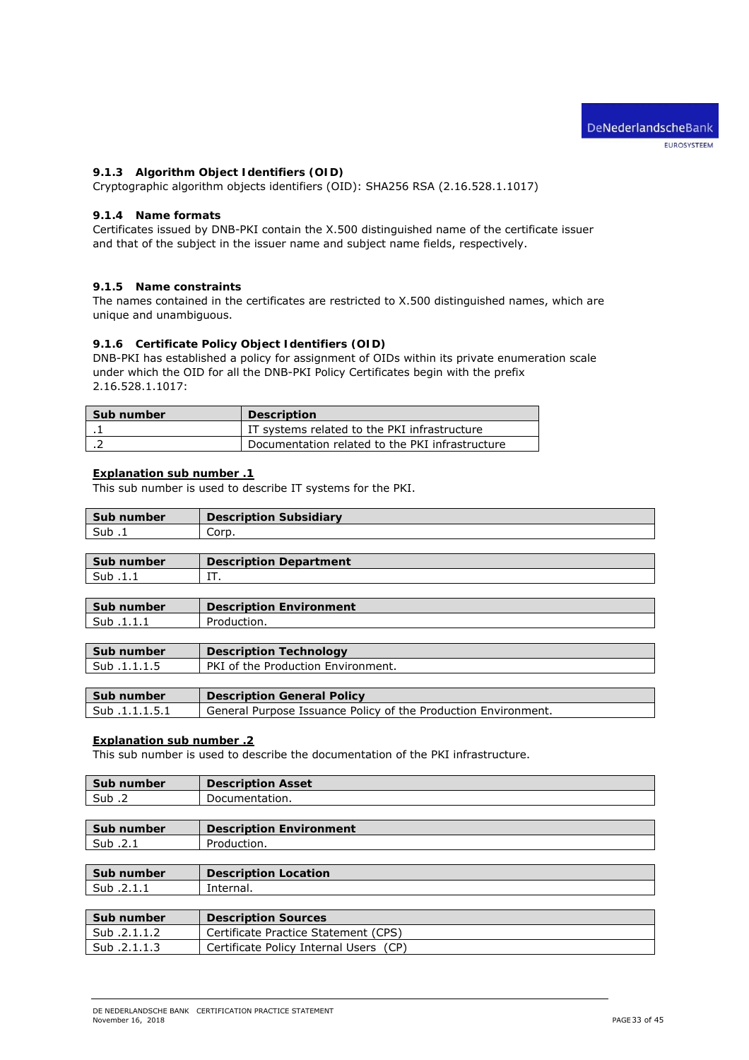### 9.1.3 Algorithm Object Identifiers (OID)

Cryptographic algorithm objects identifiers (OID): SHA256 RSA (2.16.528.1.1017)

### 9.1.4 Name formats

Certificates issued by DNB-PKI contain the X.500 distinguished name of the certificate issuer and that of the subject in the issuer name and subject name fields, respectively.

### 9.1.5 Name constraints

The names contained in the certificates are restricted to X.500 distinguished names, which are unique and unambiguous.

### 9.1.6 Certificate Policy Object Identifiers (OID)

DNB-PKI has established a policy for assignment of OIDs within its private enumeration scale under which the OID for all the DNB-PKI Policy Certificates begin with the prefix 2.16.528.1.1017:

| Sub number | Description |
|---|---|
| .1 | IT systems related to the PKI infrastructure |
| .2 | Documentation related to the PKI infrastructure |

**Explanation sub number .1**

This sub number is used to describe IT systems for the PKI.

| Sub number | Description Subsidiary |
|---|---|
| Sub .1 | Corp. |

| Sub number | Description Department |
|---|---|
| Sub .1.1 | IT. |

| Sub number | Description Environment |
|---|---|
| Sub .1.1.1 | Production. |

| Sub number | Description Technology |
|---|---|
| Sub .1.1.1.5 | PKI of the Production Environment. |

| Sub number | Description General Policy |
|---|---|
| Sub .1.1.1.5.1 | General Purpose Issuance Policy of the Production Environment. |

**Explanation sub number .2**

This sub number is used to describe the documentation of the PKI infrastructure.

| Sub number | Description Asset |
|---|---|
| Sub .2 | Documentation. |

| Sub number | Description Environment |
|---|---|
| Sub .2.1 | Production. |

| Sub number | Description Location |
|---|---|
| Sub .2.1.1 | Internal. |

| Sub number | Description Sources |
|---|---|
| Sub .2.1.1.2 | Certificate Practice Statement (CPS) |
| Sub .2.1.1.3 | Certificate Policy Internal Users (CP) |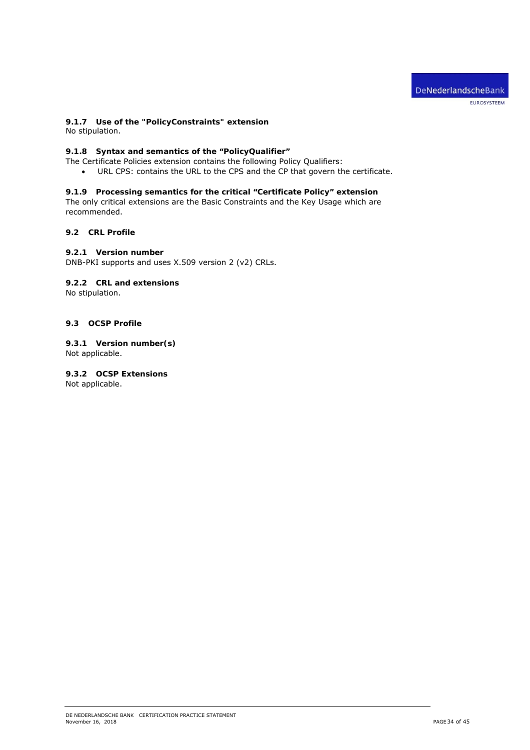#### 9.1.7 Use of the "PolicyConstraints" extension

No stipulation.

#### 9.1.8 Syntax and semantics of the “PolicyQualifier”

The Certificate Policies extension contains the following Policy Qualifiers:

- URL CPS: contains the URL to the CPS and the CP that govern the certificate.

#### 9.1.9 Processing semantics for the critical “Certificate Policy” extension

The only critical extensions are the Basic Constraints and the Key Usage which are recommended.

### 9.2 CRL Profile

#### 9.2.1 Version number

DNB-PKI supports and uses X.509 version 2 (v2) CRLs.

#### 9.2.2 CRL and extensions

No stipulation.

### 9.3 OCSP Profile

#### 9.3.1 Version number(s)

Not applicable.

#### 9.3.2 OCSP Extensions

Not applicable.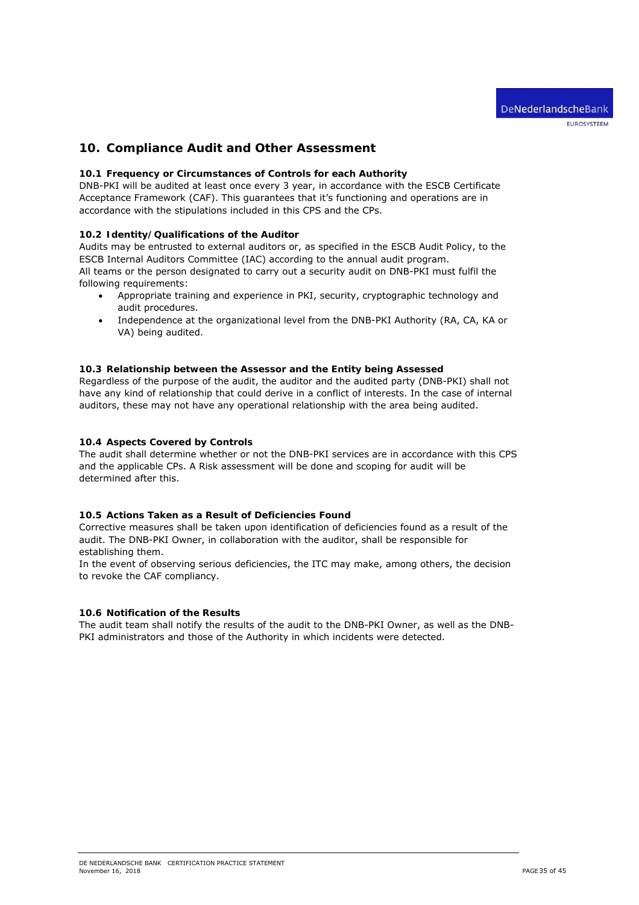# 10. Compliance Audit and Other Assessment

## 10.1 Frequency or Circumstances of Controls for each Authority

DNB-PKI will be audited at least once every 3 year, in accordance with the ESCB Certificate Acceptance Framework (CAF). This guarantees that it's functioning and operations are in accordance with the stipulations included in this CPS and the CPs.

## 10.2 Identity/Qualifications of the Auditor

Audits may be entrusted to external auditors or, as specified in the ESCB Audit Policy, to the ESCB Internal Auditors Committee (IAC) according to the annual audit program.
All teams or the person designated to carry out a security audit on DNB-PKI must fulfil the following requirements:

- Appropriate training and experience in PKI, security, cryptographic technology and audit procedures.
- Independence at the organizational level from the DNB-PKI Authority (RA, CA, KA or VA) being audited.

## 10.3 Relationship between the Assessor and the Entity being Assessed

Regardless of the purpose of the audit, the auditor and the audited party (DNB-PKI) shall not have any kind of relationship that could derive in a conflict of interests. In the case of internal auditors, these may not have any operational relationship with the area being audited.

## 10.4 Aspects Covered by Controls

The audit shall determine whether or not the DNB-PKI services are in accordance with this CPS and the applicable CPs. A Risk assessment will be done and scoping for audit will be determined after this.

## 10.5 Actions Taken as a Result of Deficiencies Found

Corrective measures shall be taken upon identification of deficiencies found as a result of the audit. The DNB-PKI Owner, in collaboration with the auditor, shall be responsible for establishing them.
In the event of observing serious deficiencies, the ITC may make, among others, the decision to revoke the CAF compliancy.

## 10.6 Notification of the Results

The audit team shall notify the results of the audit to the DNB-PKI Owner, as well as the DNB-PKI administrators and those of the Authority in which incidents were detected.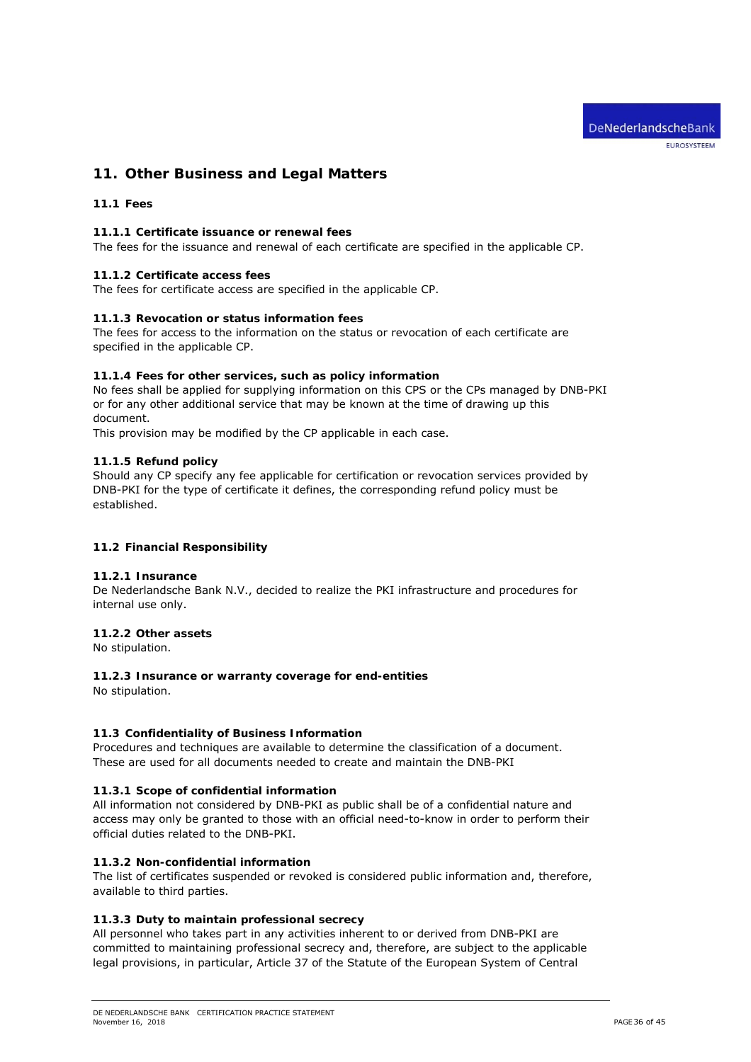# 11. Other Business and Legal Matters

## 11.1 Fees

### 11.1.1 Certificate issuance or renewal fees

The fees for the issuance and renewal of each certificate are specified in the applicable CP.

### 11.1.2 Certificate access fees

The fees for certificate access are specified in the applicable CP.

### 11.1.3 Revocation or status information fees

The fees for access to the information on the status or revocation of each certificate are specified in the applicable CP.

### 11.1.4 Fees for other services, such as policy information

No fees shall be applied for supplying information on this CPS or the CPs managed by DNB-PKI or for any other additional service that may be known at the time of drawing up this document.

This provision may be modified by the CP applicable in each case.

### 11.1.5 Refund policy

Should any CP specify any fee applicable for certification or revocation services provided by DNB-PKI for the type of certificate it defines, the corresponding refund policy must be established.

## 11.2 Financial Responsibility

### 11.2.1 Insurance

De Nederlandsche Bank N.V., decided to realize the PKI infrastructure and procedures for internal use only.

### 11.2.2 Other assets

No stipulation.

### 11.2.3 Insurance or warranty coverage for end-entities

No stipulation.

## 11.3 Confidentiality of Business Information

Procedures and techniques are available to determine the classification of a document. These are used for all documents needed to create and maintain the DNB-PKI

### 11.3.1 Scope of confidential information

All information not considered by DNB-PKI as public shall be of a confidential nature and access may only be granted to those with an official need-to-know in order to perform their official duties related to the DNB-PKI.

### 11.3.2 Non-confidential information

The list of certificates suspended or revoked is considered public information and, therefore, available to third parties.

### 11.3.3 Duty to maintain professional secrecy

All personnel who takes part in any activities inherent to or derived from DNB-PKI are committed to maintaining professional secrecy and, therefore, are subject to the applicable legal provisions, in particular, Article 37 of the Statute of the European System of Central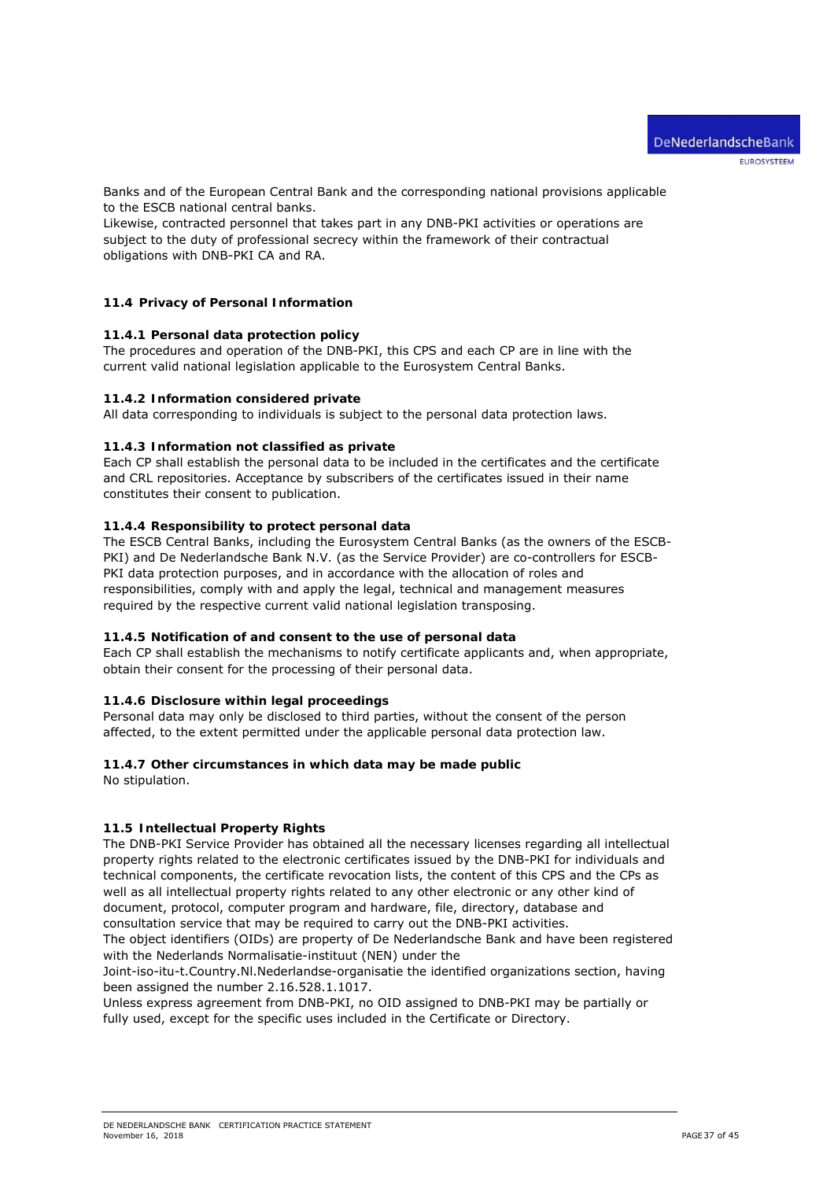Banks and of the European Central Bank and the corresponding national provisions applicable to the ESCB national central banks.
Likewise, contracted personnel that takes part in any DNB-PKI activities or operations are subject to the duty of professional secrecy within the framework of their contractual obligations with DNB-PKI CA and RA.

### 11.4 Privacy of Personal Information

#### 11.4.1 Personal data protection policy

The procedures and operation of the DNB-PKI, this CPS and each CP are in line with the current valid national legislation applicable to the Eurosystem Central Banks.

#### 11.4.2 Information considered private

All data corresponding to individuals is subject to the personal data protection laws.

#### 11.4.3 Information not classified as private

Each CP shall establish the personal data to be included in the certificates and the certificate and CRL repositories. Acceptance by subscribers of the certificates issued in their name constitutes their consent to publication.

#### 11.4.4 Responsibility to protect personal data

The ESCB Central Banks, including the Eurosystem Central Banks (as the owners of the ESCB-PKI) and De Nederlandsche Bank N.V. (as the Service Provider) are co-controllers for ESCB-PKI data protection purposes, and in accordance with the allocation of roles and responsibilities, comply with and apply the legal, technical and management measures required by the respective current valid national legislation transposing.

#### 11.4.5 Notification of and consent to the use of personal data

Each CP shall establish the mechanisms to notify certificate applicants and, when appropriate, obtain their consent for the processing of their personal data.

#### 11.4.6 Disclosure within legal proceedings

Personal data may only be disclosed to third parties, without the consent of the person affected, to the extent permitted under the applicable personal data protection law.

#### 11.4.7 Other circumstances in which data may be made public

No stipulation.

### 11.5 Intellectual Property Rights

The DNB-PKI Service Provider has obtained all the necessary licenses regarding all intellectual property rights related to the electronic certificates issued by the DNB-PKI for individuals and technical components, the certificate revocation lists, the content of this CPS and the CPs as well as all intellectual property rights related to any other electronic or any other kind of document, protocol, computer program and hardware, file, directory, database and consultation service that may be required to carry out the DNB-PKI activities.
The object identifiers (OIDs) are property of De Nederlandsche Bank and have been registered with the Nederlands Normalisatie-instituut (NEN) under the
Joint-iso-itu-t.Country.Nl.Nederlandse-organisatie the identified organizations section, having been assigned the number 2.16.528.1.1017.
Unless express agreement from DNB-PKI, no OID assigned to DNB-PKI may be partially or fully used, except for the specific uses included in the Certificate or Directory.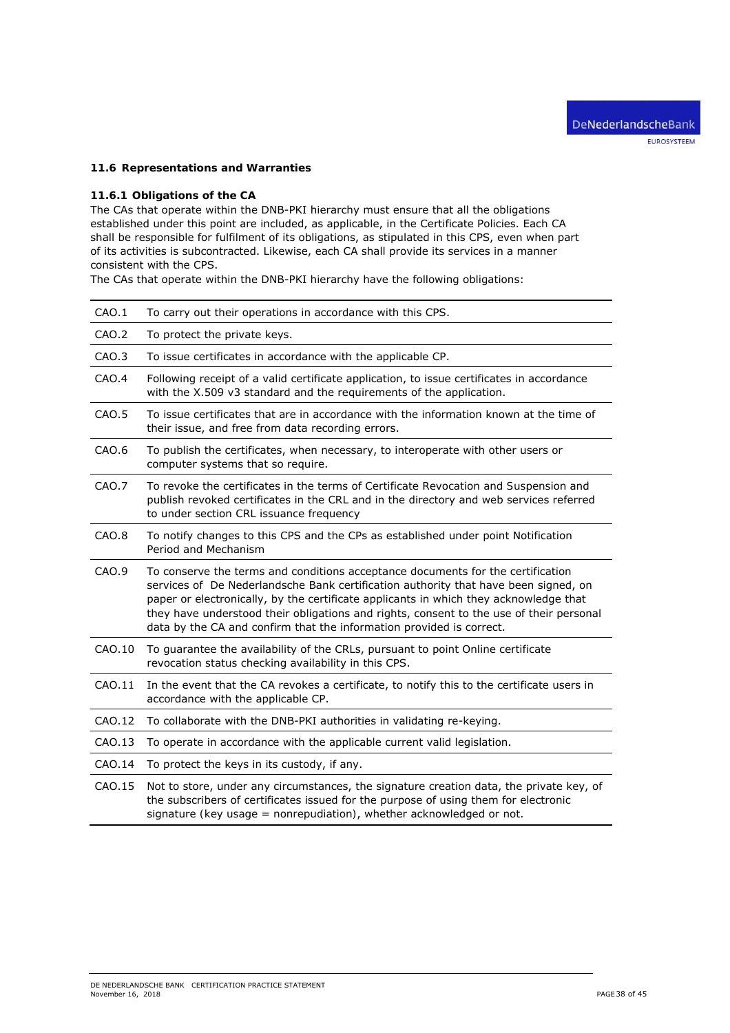### 11.6 Representations and Warranties

#### 11.6.1 Obligations of the CA

The CAs that operate within the DNB-PKI hierarchy must ensure that all the obligations established under this point are included, as applicable, in the Certificate Policies. Each CA shall be responsible for fulfilment of its obligations, as stipulated in this CPS, even when part of its activities is subcontracted. Likewise, each CA shall provide its services in a manner consistent with the CPS.

The CAs that operate within the DNB-PKI hierarchy have the following obligations:

| | |
|---|---|
| CAO.1 | To carry out their operations in accordance with this CPS. |
| CAO.2 | To protect the private keys. |
| CAO.3 | To issue certificates in accordance with the applicable CP. |
| CAO.4 | Following receipt of a valid certificate application, to issue certificates in accordance with the X.509 v3 standard and the requirements of the application. |
| CAO.5 | To issue certificates that are in accordance with the information known at the time of their issue, and free from data recording errors. |
| CAO.6 | To publish the certificates, when necessary, to interoperate with other users or computer systems that so require. |
| CAO.7 | To revoke the certificates in the terms of Certificate Revocation and Suspension and publish revoked certificates in the CRL and in the directory and web services referred to under section CRL issuance frequency |
| CAO.8 | To notify changes to this CPS and the CPs as established under point Notification Period and Mechanism |
| CAO.9 | To conserve the terms and conditions acceptance documents for the certification services of De Nederlandsche Bank certification authority that have been signed, on paper or electronically, by the certificate applicants in which they acknowledge that they have understood their obligations and rights, consent to the use of their personal data by the CA and confirm that the information provided is correct. |
| CAO.10 | To guarantee the availability of the CRLs, pursuant to point Online certificate revocation status checking availability in this CPS. |
| CAO.11 | In the event that the CA revokes a certificate, to notify this to the certificate users in accordance with the applicable CP. |
| CAO.12 | To collaborate with the DNB-PKI authorities in validating re-keying. |
| CAO.13 | To operate in accordance with the applicable current valid legislation. |
| CAO.14 | To protect the keys in its custody, if any. |
| CAO.15 | Not to store, under any circumstances, the signature creation data, the private key, of the subscribers of certificates issued for the purpose of using them for electronic signature (key usage = nonrepudiation), whether acknowledged or not. |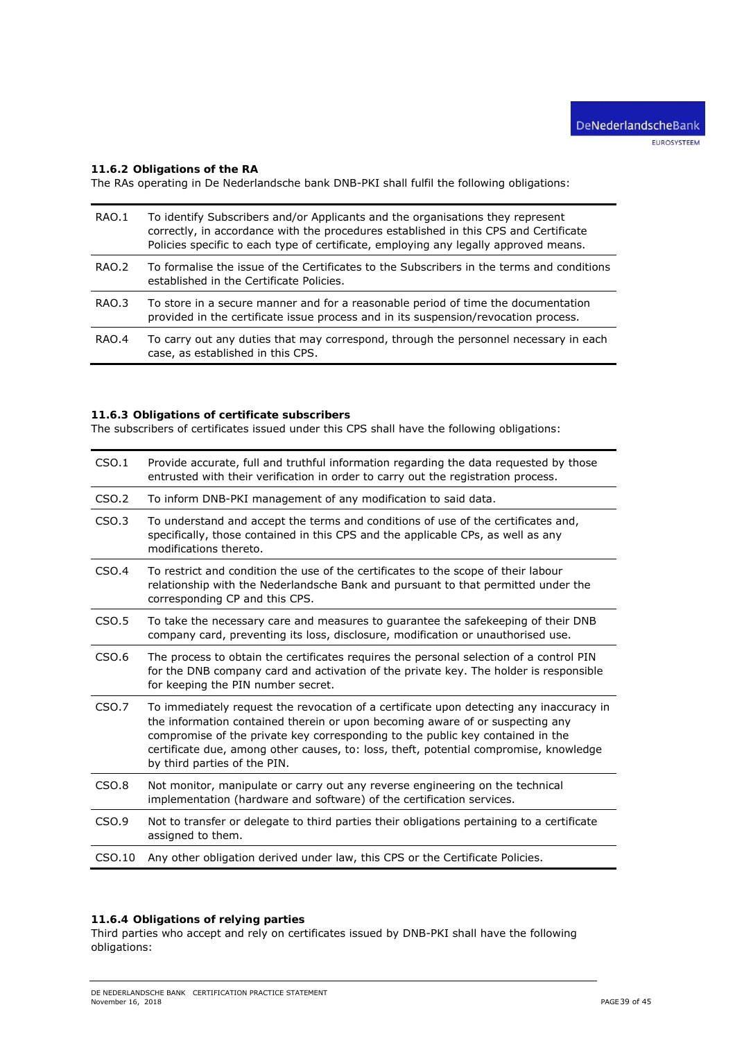### 11.6.2 Obligations of the RA

The RAs operating in De Nederlandsche bank DNB-PKI shall fulfil the following obligations:

| | |
|---|---|
| RAO.1 | To identify Subscribers and/or Applicants and the organisations they represent correctly, in accordance with the procedures established in this CPS and Certificate Policies specific to each type of certificate, employing any legally approved means. |
| RAO.2 | To formalise the issue of the Certificates to the Subscribers in the terms and conditions established in the Certificate Policies. |
| RAO.3 | To store in a secure manner and for a reasonable period of time the documentation provided in the certificate issue process and in its suspension/revocation process. |
| RAO.4 | To carry out any duties that may correspond, through the personnel necessary in each case, as established in this CPS. |

### 11.6.3 Obligations of certificate subscribers

The subscribers of certificates issued under this CPS shall have the following obligations:

| | |
|---|---|
| CSO.1 | Provide accurate, full and truthful information regarding the data requested by those entrusted with their verification in order to carry out the registration process. |
| CSO.2 | To inform DNB-PKI management of any modification to said data. |
| CSO.3 | To understand and accept the terms and conditions of use of the certificates and, specifically, those contained in this CPS and the applicable CPs, as well as any modifications thereto. |
| CSO.4 | To restrict and condition the use of the certificates to the scope of their labour relationship with the Nederlandsche Bank and pursuant to that permitted under the corresponding CP and this CPS. |
| CSO.5 | To take the necessary care and measures to guarantee the safekeeping of their DNB company card, preventing its loss, disclosure, modification or unauthorised use. |
| CSO.6 | The process to obtain the certificates requires the personal selection of a control PIN for the DNB company card and activation of the private key. The holder is responsible for keeping the PIN number secret. |
| CSO.7 | To immediately request the revocation of a certificate upon detecting any inaccuracy in the information contained therein or upon becoming aware of or suspecting any compromise of the private key corresponding to the public key contained in the certificate due, among other causes, to: loss, theft, potential compromise, knowledge by third parties of the PIN. |
| CSO.8 | Not monitor, manipulate or carry out any reverse engineering on the technical implementation (hardware and software) of the certification services. |
| CSO.9 | Not to transfer or delegate to third parties their obligations pertaining to a certificate assigned to them. |
| CSO.10 | Any other obligation derived under law, this CPS or the Certificate Policies. |

### 11.6.4 Obligations of relying parties

Third parties who accept and rely on certificates issued by DNB-PKI shall have the following obligations: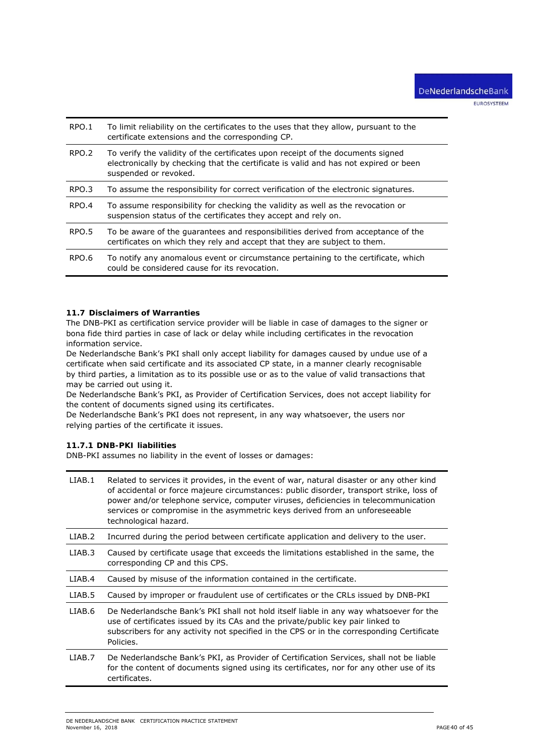| | |
|---|---|
| RPO.1 | To limit reliability on the certificates to the uses that they allow, pursuant to the certificate extensions and the corresponding CP. |
| RPO.2 | To verify the validity of the certificates upon receipt of the documents signed electronically by checking that the certificate is valid and has not expired or been suspended or revoked. |
| RPO.3 | To assume the responsibility for correct verification of the electronic signatures. |
| RPO.4 | To assume responsibility for checking the validity as well as the revocation or suspension status of the certificates they accept and rely on. |
| RPO.5 | To be aware of the guarantees and responsibilities derived from acceptance of the certificates on which they rely and accept that they are subject to them. |
| RPO.6 | To notify any anomalous event or circumstance pertaining to the certificate, which could be considered cause for its revocation. |

### 11.7 Disclaimers of Warranties

The DNB-PKI as certification service provider will be liable in case of damages to the signer or bona fide third parties in case of lack or delay while including certificates in the revocation information service.

De Nederlandsche Bank's PKI shall only accept liability for damages caused by undue use of a certificate when said certificate and its associated CP state, in a manner clearly recognisable by third parties, a limitation as to its possible use or as to the value of valid transactions that may be carried out using it.

De Nederlandsche Bank's PKI, as Provider of Certification Services, does not accept liability for the content of documents signed using its certificates.

De Nederlandsche Bank's PKI does not represent, in any way whatsoever, the users nor relying parties of the certificate it issues.

#### 11.7.1 DNB-PKI liabilities

DNB-PKI assumes no liability in the event of losses or damages:

| | |
|---|---|
| LIAB.1 | Related to services it provides, in the event of war, natural disaster or any other kind of accidental or force majeure circumstances: public disorder, transport strike, loss of power and/or telephone service, computer viruses, deficiencies in telecommunication services or compromise in the asymmetric keys derived from an unforeseeable technological hazard. |
| LIAB.2 | Incurred during the period between certificate application and delivery to the user. |
| LIAB.3 | Caused by certificate usage that exceeds the limitations established in the same, the corresponding CP and this CPS. |
| LIAB.4 | Caused by misuse of the information contained in the certificate. |
| LIAB.5 | Caused by improper or fraudulent use of certificates or the CRLs issued by DNB-PKI |
| LIAB.6 | De Nederlandsche Bank's PKI shall not hold itself liable in any way whatsoever for the use of certificates issued by its CAs and the private/public key pair linked to subscribers for any activity not specified in the CPS or in the corresponding Certificate Policies. |
| LIAB.7 | De Nederlandsche Bank's PKI, as Provider of Certification Services, shall not be liable for the content of documents signed using its certificates, nor for any other use of its certificates. |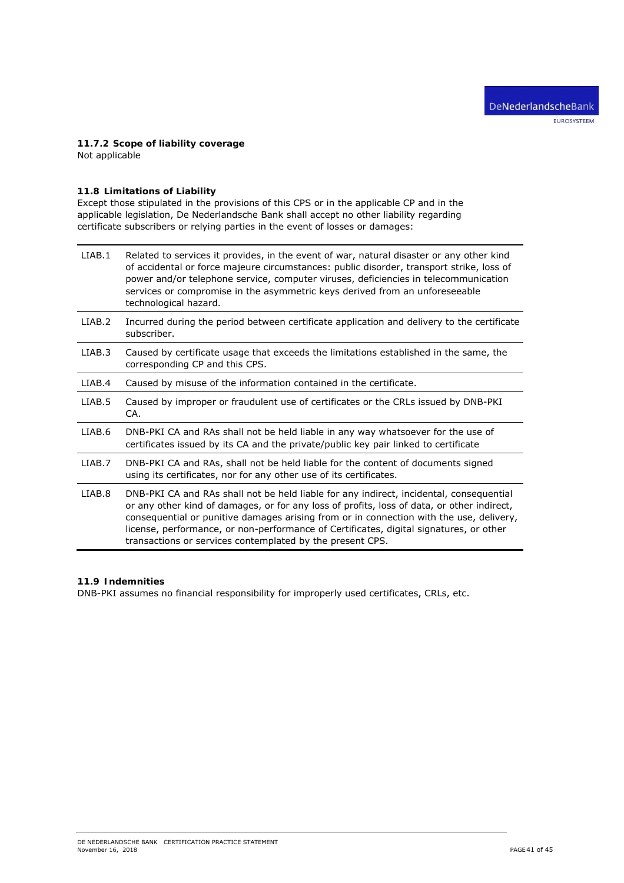### 11.7.2 Scope of liability coverage

Not applicable

### 11.8 Limitations of Liability

Except those stipulated in the provisions of this CPS or in the applicable CP and in the applicable legislation, De Nederlandsche Bank shall accept no other liability regarding certificate subscribers or relying parties in the event of losses or damages:

| | |
|---|---|
| LIAB.1 | Related to services it provides, in the event of war, natural disaster or any other kind of accidental or force majeure circumstances: public disorder, transport strike, loss of power and/or telephone service, computer viruses, deficiencies in telecommunication services or compromise in the asymmetric keys derived from an unforeseeable technological hazard. |
| LIAB.2 | Incurred during the period between certificate application and delivery to the certificate subscriber. |
| LIAB.3 | Caused by certificate usage that exceeds the limitations established in the same, the corresponding CP and this CPS. |
| LIAB.4 | Caused by misuse of the information contained in the certificate. |
| LIAB.5 | Caused by improper or fraudulent use of certificates or the CRLs issued by DNB-PKI CA. |
| LIAB.6 | DNB-PKI CA and RAs shall not be held liable in any way whatsoever for the use of certificates issued by its CA and the private/public key pair linked to certificate |
| LIAB.7 | DNB-PKI CA and RAs, shall not be held liable for the content of documents signed using its certificates, nor for any other use of its certificates. |
| LIAB.8 | DNB-PKI CA and RAs shall not be held liable for any indirect, incidental, consequential or any other kind of damages, or for any loss of profits, loss of data, or other indirect, consequential or punitive damages arising from or in connection with the use, delivery, license, performance, or non-performance of Certificates, digital signatures, or other transactions or services contemplated by the present CPS. |

### 11.9 Indemnities

DNB-PKI assumes no financial responsibility for improperly used certificates, CRLs, etc.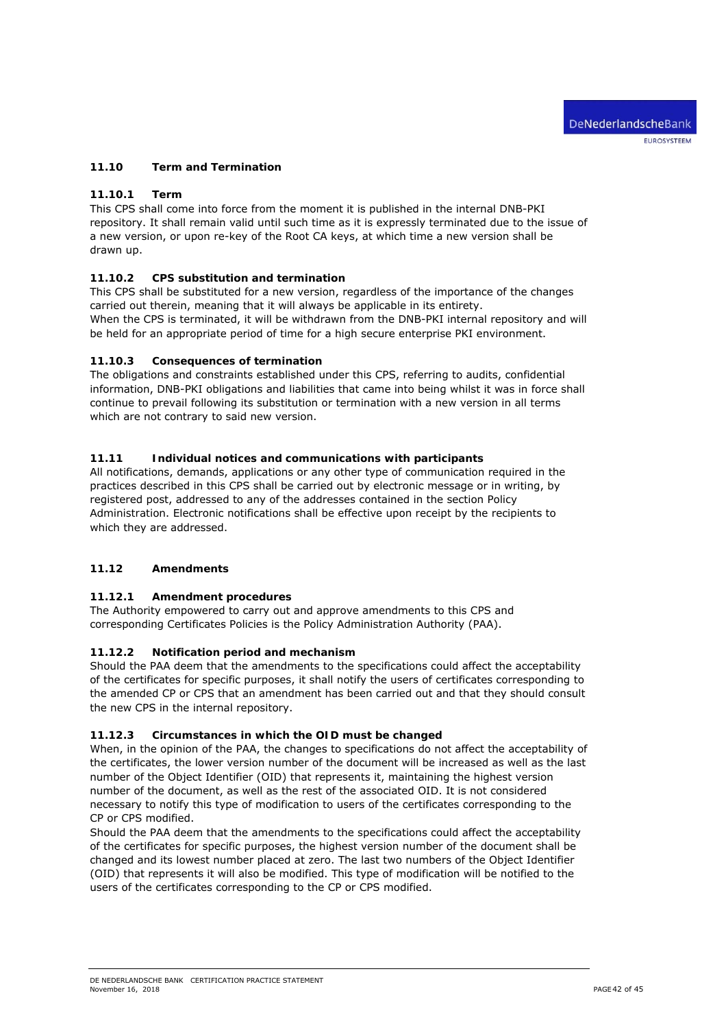## 11.10 Term and Termination

### 11.10.1 Term

This CPS shall come into force from the moment it is published in the internal DNB-PKI repository. It shall remain valid until such time as it is expressly terminated due to the issue of a new version, or upon re-key of the Root CA keys, at which time a new version shall be drawn up.

### 11.10.2 CPS substitution and termination

This CPS shall be substituted for a new version, regardless of the importance of the changes carried out therein, meaning that it will always be applicable in its entirety.
When the CPS is terminated, it will be withdrawn from the DNB-PKI internal repository and will be held for an appropriate period of time for a high secure enterprise PKI environment.

### 11.10.3 Consequences of termination

The obligations and constraints established under this CPS, referring to audits, confidential information, DNB-PKI obligations and liabilities that came into being whilst it was in force shall continue to prevail following its substitution or termination with a new version in all terms which are not contrary to said new version.

## 11.11 Individual notices and communications with participants

All notifications, demands, applications or any other type of communication required in the practices described in this CPS shall be carried out by electronic message or in writing, by registered post, addressed to any of the addresses contained in the section Policy Administration. Electronic notifications shall be effective upon receipt by the recipients to which they are addressed.

## 11.12 Amendments

### 11.12.1 Amendment procedures

The Authority empowered to carry out and approve amendments to this CPS and corresponding Certificates Policies is the Policy Administration Authority (PAA).

### 11.12.2 Notification period and mechanism

Should the PAA deem that the amendments to the specifications could affect the acceptability of the certificates for specific purposes, it shall notify the users of certificates corresponding to the amended CP or CPS that an amendment has been carried out and that they should consult the new CPS in the internal repository.

### 11.12.3 Circumstances in which the OID must be changed

When, in the opinion of the PAA, the changes to specifications do not affect the acceptability of the certificates, the lower version number of the document will be increased as well as the last number of the Object Identifier (OID) that represents it, maintaining the highest version number of the document, as well as the rest of the associated OID. It is not considered necessary to notify this type of modification to users of the certificates corresponding to the CP or CPS modified.
Should the PAA deem that the amendments to the specifications could affect the acceptability of the certificates for specific purposes, the highest version number of the document shall be changed and its lowest number placed at zero. The last two numbers of the Object Identifier (OID) that represents it will also be modified. This type of modification will be notified to the users of the certificates corresponding to the CP or CPS modified.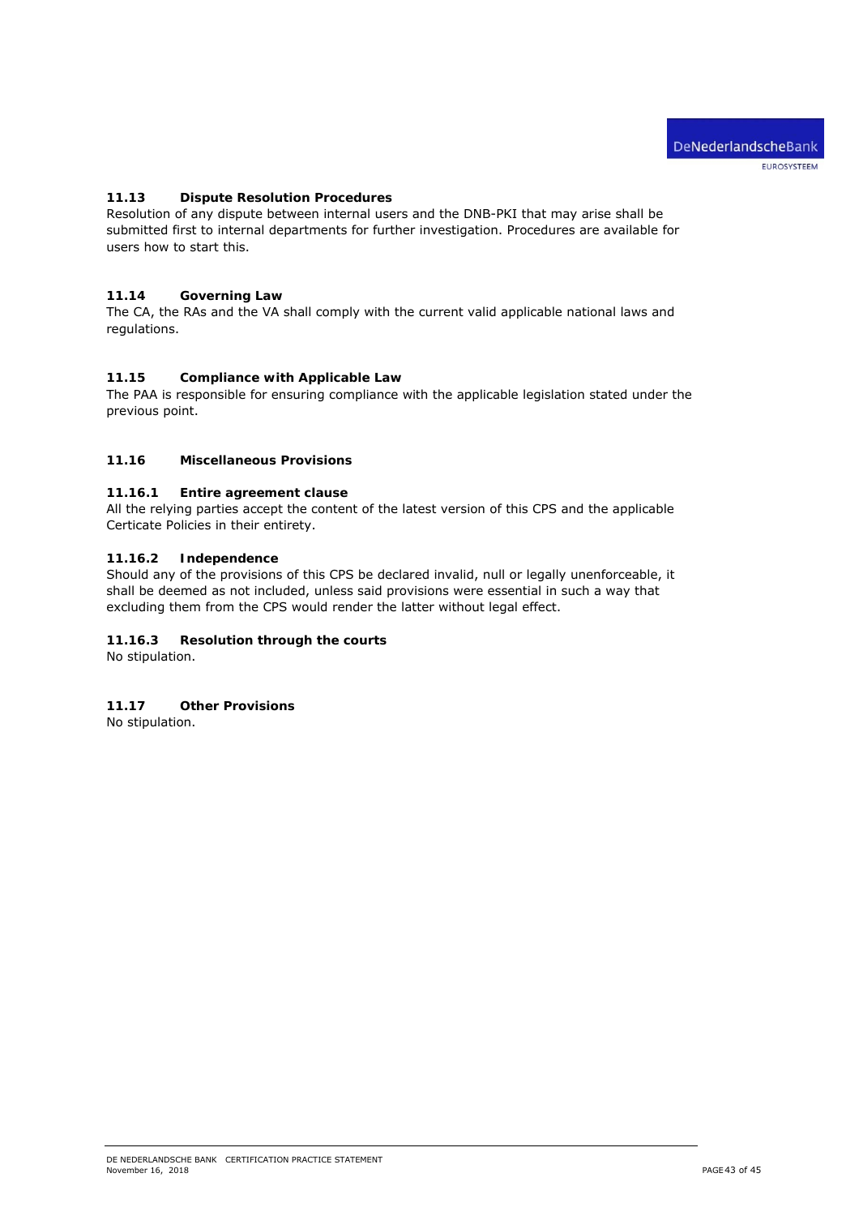### 11.13 Dispute Resolution Procedures

Resolution of any dispute between internal users and the DNB-PKI that may arise shall be submitted first to internal departments for further investigation. Procedures are available for users how to start this.

### 11.14 Governing Law

The CA, the RAs and the VA shall comply with the current valid applicable national laws and regulations.

### 11.15 Compliance with Applicable Law

The PAA is responsible for ensuring compliance with the applicable legislation stated under the previous point.

### 11.16 Miscellaneous Provisions

#### 11.16.1 Entire agreement clause

All the relying parties accept the content of the latest version of this CPS and the applicable Certicate Policies in their entirety.

#### 11.16.2 Independence

Should any of the provisions of this CPS be declared invalid, null or legally unenforceable, it shall be deemed as not included, unless said provisions were essential in such a way that excluding them from the CPS would render the latter without legal effect.

#### 11.16.3 Resolution through the courts

No stipulation.

### 11.17 Other Provisions

No stipulation.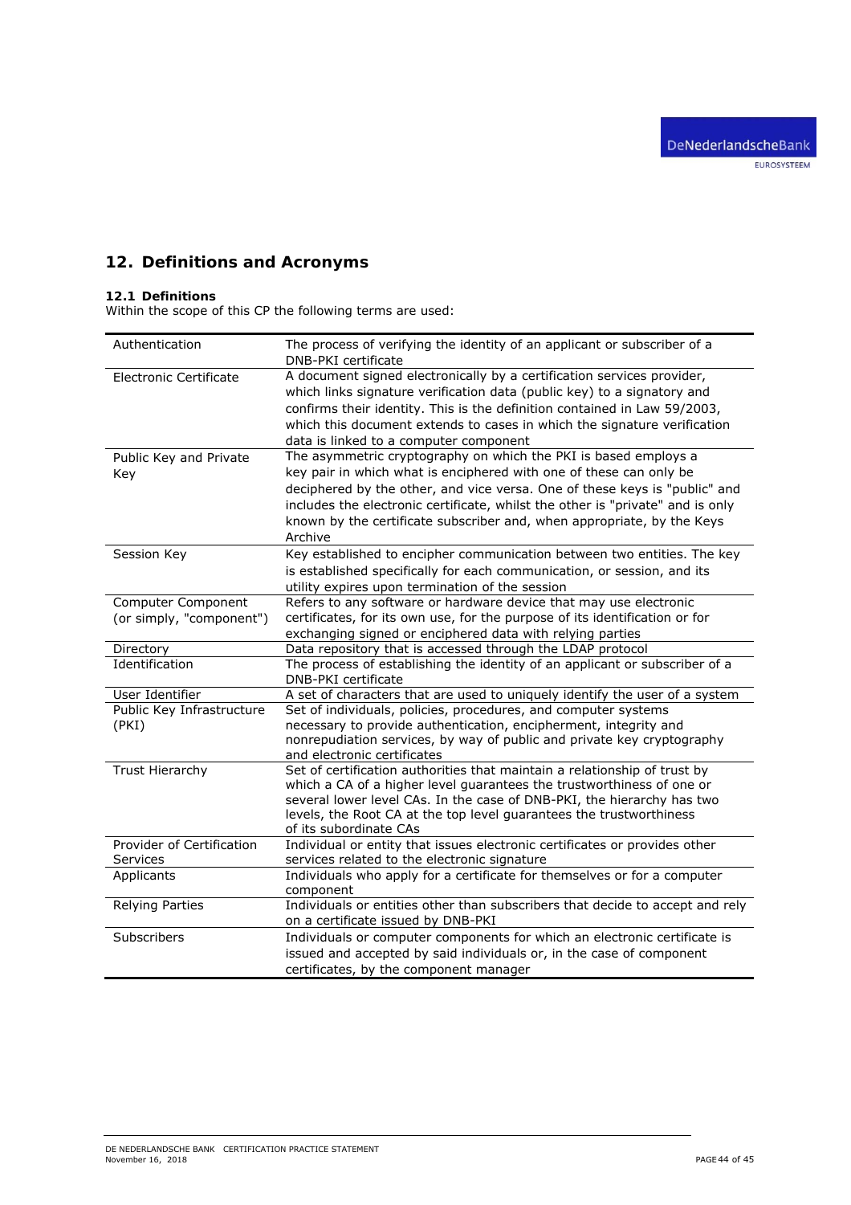## 12. Definitions and Acronyms

### 12.1 Definitions

Within the scope of this CP the following terms are used:

| Term | Definition |
|---|---|
| Authentication | The process of verifying the identity of an applicant or subscriber of a DNB-PKI certificate |
| Electronic Certificate | A document signed electronically by a certification services provider, which links signature verification data (public key) to a signatory and confirms their identity. This is the definition contained in Law 59/2003, which this document extends to cases in which the signature verification data is linked to a computer component |
| Public Key and Private Key | The asymmetric cryptography on which the PKI is based employs a key pair in which what is enciphered with one of these can only be deciphered by the other, and vice versa. One of these keys is "public" and includes the electronic certificate, whilst the other is "private" and is only known by the certificate subscriber and, when appropriate, by the Keys Archive |
| Session Key | Key established to encipher communication between two entities. The key is established specifically for each communication, or session, and its utility expires upon termination of the session |
| Computer Component (or simply, "component") | Refers to any software or hardware device that may use electronic certificates, for its own use, for the purpose of its identification or for exchanging signed or enciphered data with relying parties |
| Directory | Data repository that is accessed through the LDAP protocol |
| Identification | The process of establishing the identity of an applicant or subscriber of a DNB-PKI certificate |
| User Identifier | A set of characters that are used to uniquely identify the user of a system |
| Public Key Infrastructure (PKI) | Set of individuals, policies, procedures, and computer systems necessary to provide authentication, encipherment, integrity and nonrepudiation services, by way of public and private key cryptography and electronic certificates |
| Trust Hierarchy | Set of certification authorities that maintain a relationship of trust by which a CA of a higher level guarantees the trustworthiness of one or several lower level CAs. In the case of DNB-PKI, the hierarchy has two levels, the Root CA at the top level guarantees the trustworthiness of its subordinate CAs |
| Provider of Certification Services | Individual or entity that issues electronic certificates or provides other services related to the electronic signature |
| Applicants | Individuals who apply for a certificate for themselves or for a computer component |
| Relying Parties | Individuals or entities other than subscribers that decide to accept and rely on a certificate issued by DNB-PKI |
| Subscribers | Individuals or computer components for which an electronic certificate is issued and accepted by said individuals or, in the case of component certificates, by the component manager |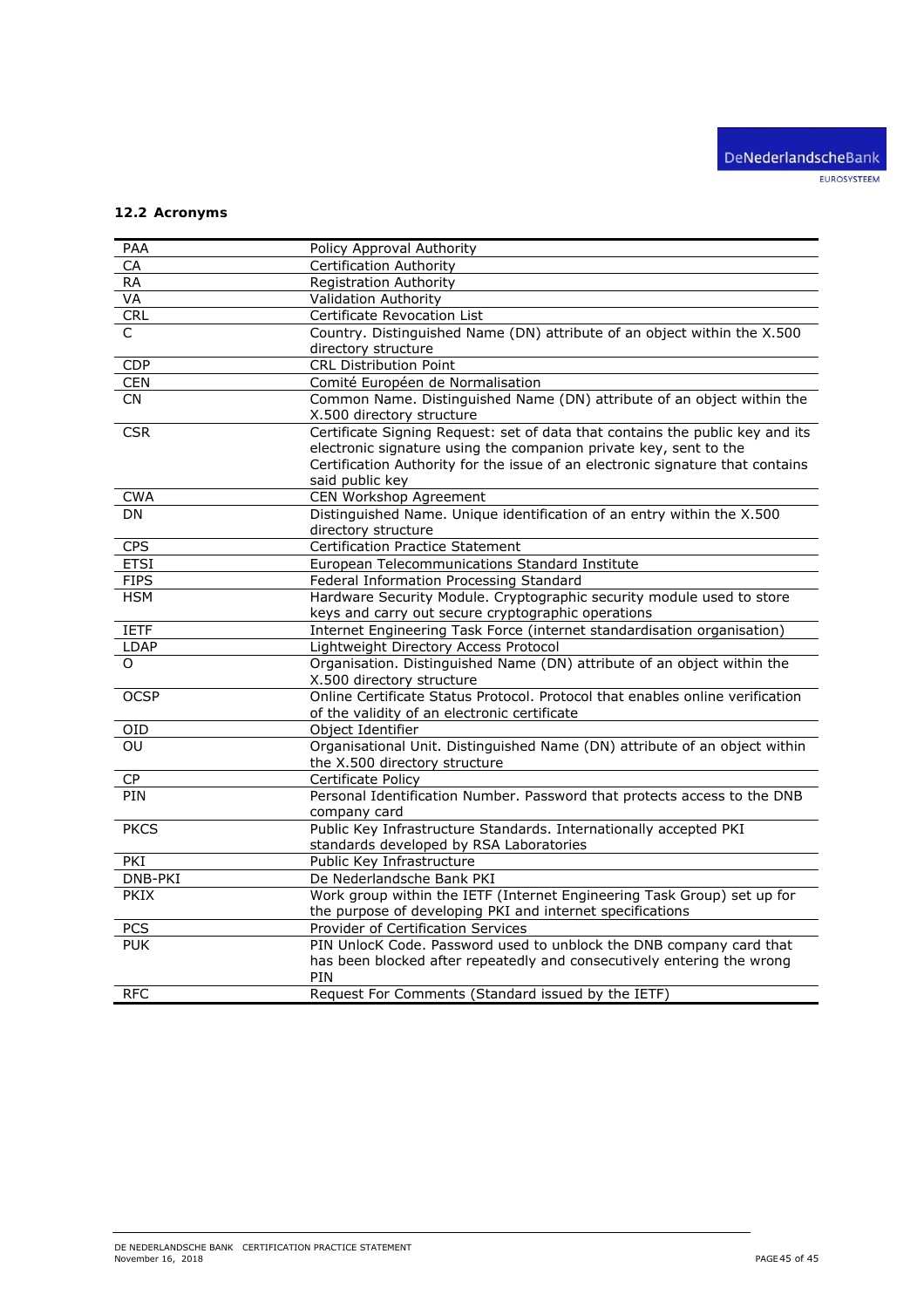### 12.2 Acronyms

| | |
|---|---|
| PAA | Policy Approval Authority |
| CA | Certification Authority |
| RA | Registration Authority |
| VA | Validation Authority |
| CRL | Certificate Revocation List |
| C | Country. Distinguished Name (DN) attribute of an object within the X.500 directory structure |
| CDP | CRL Distribution Point |
| CEN | Comité Européen de Normalisation |
| CN | Common Name. Distinguished Name (DN) attribute of an object within the X.500 directory structure |
| CSR | Certificate Signing Request: set of data that contains the public key and its electronic signature using the companion private key, sent to the Certification Authority for the issue of an electronic signature that contains said public key |
| CWA | CEN Workshop Agreement |
| DN | Distinguished Name. Unique identification of an entry within the X.500 directory structure |
| CPS | Certification Practice Statement |
| ETSI | European Telecommunications Standard Institute |
| FIPS | Federal Information Processing Standard |
| HSM | Hardware Security Module. Cryptographic security module used to store keys and carry out secure cryptographic operations |
| IETF | Internet Engineering Task Force (internet standardisation organisation) |
| LDAP | Lightweight Directory Access Protocol |
| O | Organisation. Distinguished Name (DN) attribute of an object within the X.500 directory structure |
| OCSP | Online Certificate Status Protocol. Protocol that enables online verification of the validity of an electronic certificate |
| OID | Object Identifier |
| OU | Organisational Unit. Distinguished Name (DN) attribute of an object within the X.500 directory structure |
| CP | Certificate Policy |
| PIN | Personal Identification Number. Password that protects access to the DNB company card |
| PKCS | Public Key Infrastructure Standards. Internationally accepted PKI standards developed by RSA Laboratories |
| PKI | Public Key Infrastructure |
| DNB-PKI | De Nederlandsche Bank PKI |
| PKIX | Work group within the IETF (Internet Engineering Task Group) set up for the purpose of developing PKI and internet specifications |
| PCS | Provider of Certification Services |
| PUK | PIN UnlocK Code. Password used to unblock the DNB company card that has been blocked after repeatedly and consecutively entering the wrong PIN |
| RFC | Request For Comments (Standard issued by the IETF) |